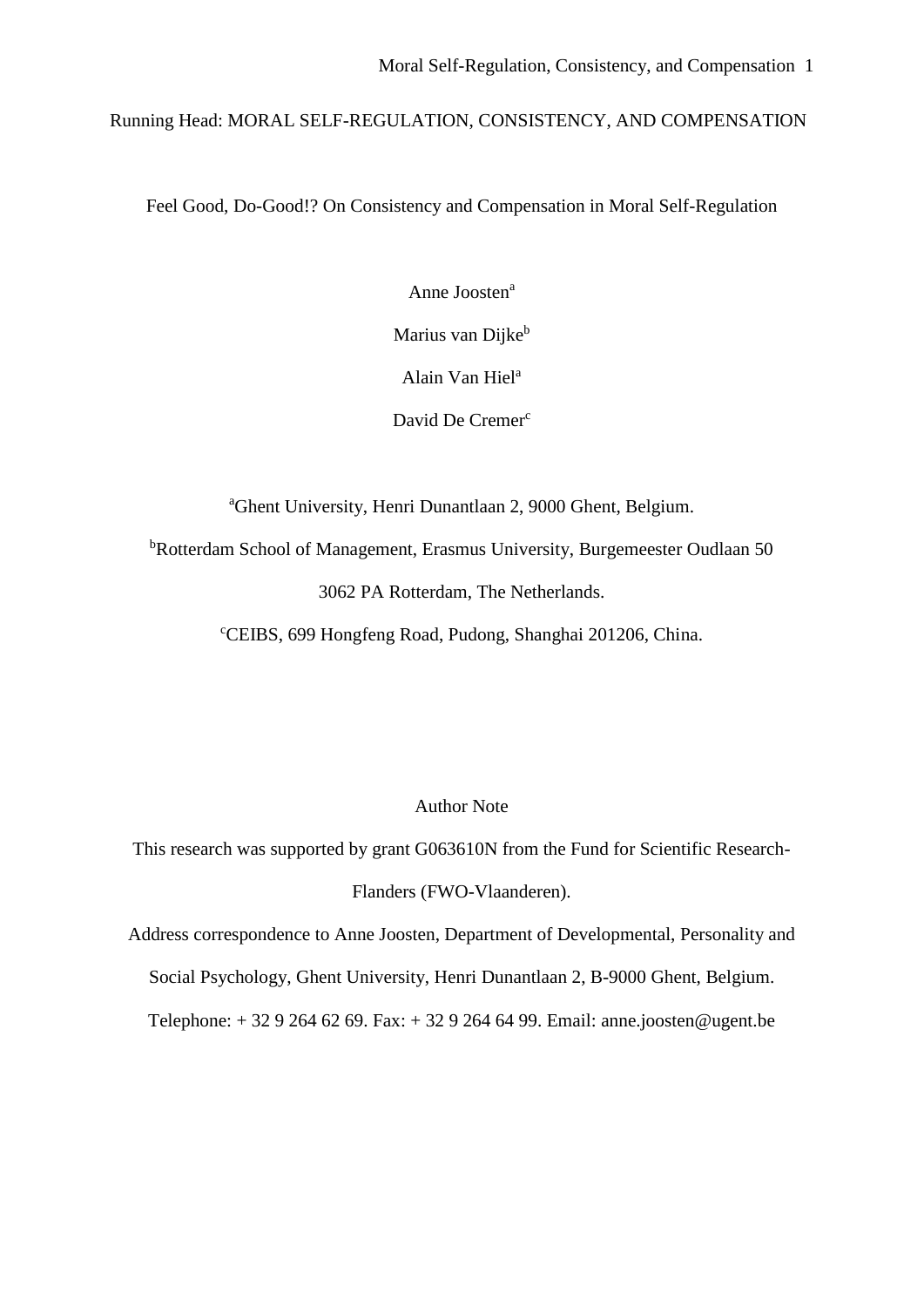Running Head: MORAL SELF-REGULATION, CONSISTENCY, AND COMPENSATION

# Feel Good, Do-Good!? On Consistency and Compensation in Moral Self-Regulation

Anne Joosten[a]

Marius van Dijke[b]

Alain Van Hiel[a]

David De Cremer[c]

[a]Ghent University, Henri Dunantlaan 2, 9000 Ghent, Belgium.

[b]Rotterdam School of Management, Erasmus University, Burgemeester Oudlaan 50 3062 PA Rotterdam, The Netherlands.

[c]CEIBS, 699 Hongfeng Road, Pudong, Shanghai 201206, China.

Author Note

This research was supported by grant G063610N from the Fund for Scientific Research-Flanders (FWO-Vlaanderen).

Address correspondence to Anne Joosten, Department of Developmental, Personality and Social Psychology, Ghent University, Henri Dunantlaan 2, B-9000 Ghent, Belgium. Telephone: + 32 9 264 62 69. Fax: + 32 9 264 64 99. Email: anne.joosten@ugent.be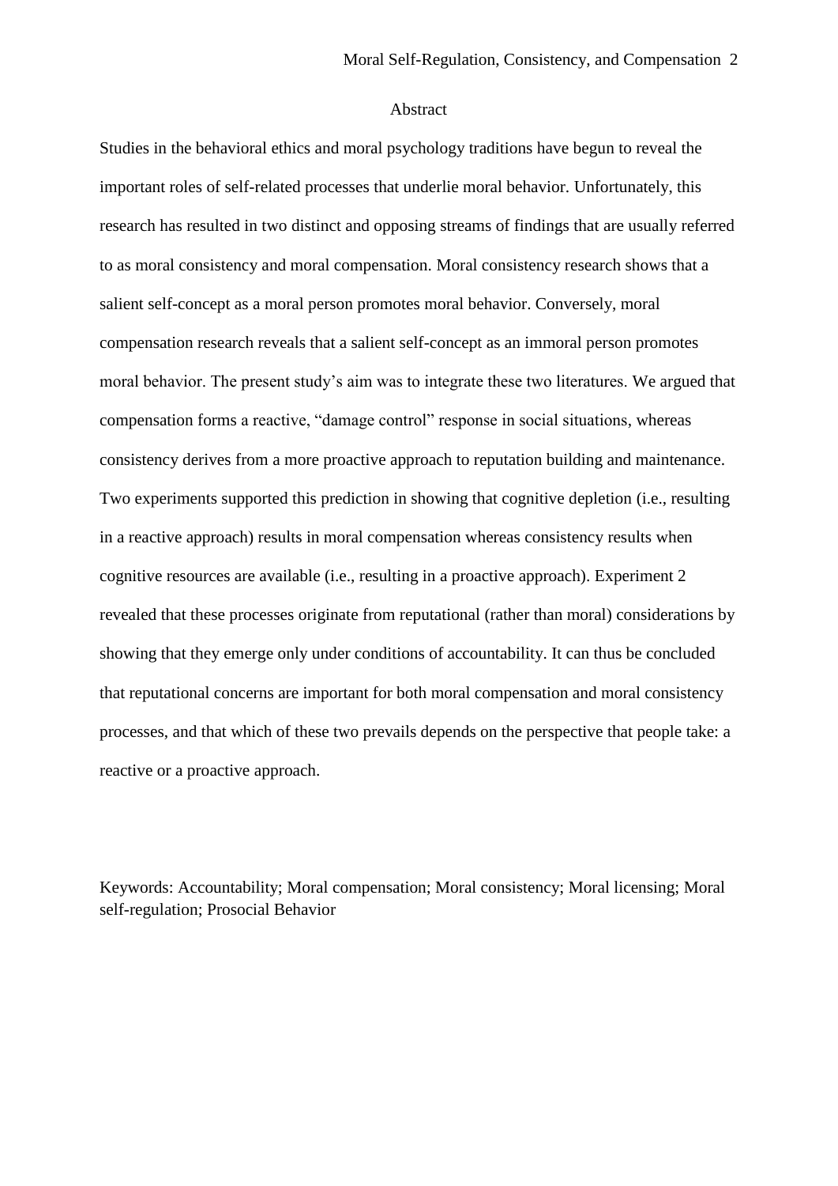# Abstract

Studies in the behavioral ethics and moral psychology traditions have begun to reveal the important roles of self-related processes that underlie moral behavior. Unfortunately, this research has resulted in two distinct and opposing streams of findings that are usually referred to as moral consistency and moral compensation. Moral consistency research shows that a salient self-concept as a moral person promotes moral behavior. Conversely, moral compensation research reveals that a salient self-concept as an immoral person promotes moral behavior. The present study's aim was to integrate these two literatures. We argued that compensation forms a reactive, "damage control" response in social situations, whereas consistency derives from a more proactive approach to reputation building and maintenance. Two experiments supported this prediction in showing that cognitive depletion (i.e., resulting in a reactive approach) results in moral compensation whereas consistency results when cognitive resources are available (i.e., resulting in a proactive approach). Experiment 2 revealed that these processes originate from reputational (rather than moral) considerations by showing that they emerge only under conditions of accountability. It can thus be concluded that reputational concerns are important for both moral compensation and moral consistency processes, and that which of these two prevails depends on the perspective that people take: a reactive or a proactive approach.

Keywords: Accountability; Moral compensation; Moral consistency; Moral licensing; Moral self-regulation; Prosocial Behavior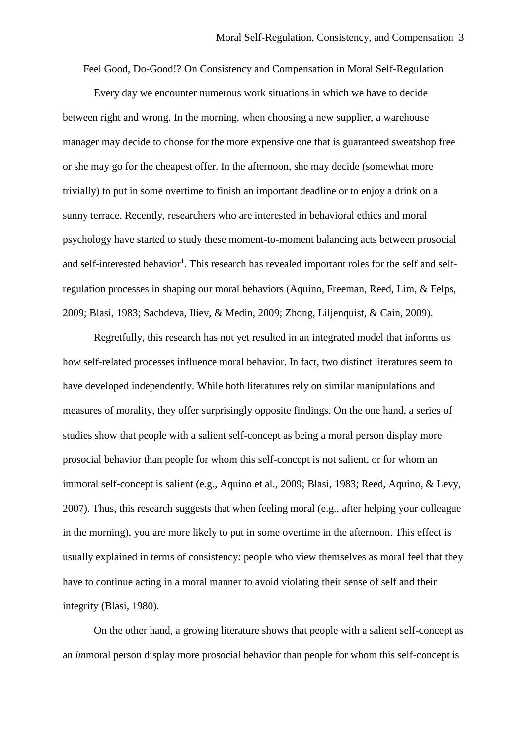# Feel Good, Do-Good!? On Consistency and Compensation in Moral Self-Regulation

Every day we encounter numerous work situations in which we have to decide between right and wrong. In the morning, when choosing a new supplier, a warehouse manager may decide to choose for the more expensive one that is guaranteed sweatshop free or she may go for the cheapest offer. In the afternoon, she may decide (somewhat more trivially) to put in some overtime to finish an important deadline or to enjoy a drink on a sunny terrace. Recently, researchers who are interested in behavioral ethics and moral psychology have started to study these moment-to-moment balancing acts between prosocial and self-interested behavior[1]. This research has revealed important roles for the self and self-regulation processes in shaping our moral behaviors (Aquino, Freeman, Reed, Lim, & Felps, 2009; Blasi, 1983; Sachdeva, Iliev, & Medin, 2009; Zhong, Liljenquist, & Cain, 2009).

Regretfully, this research has not yet resulted in an integrated model that informs us how self-related processes influence moral behavior. In fact, two distinct literatures seem to have developed independently. While both literatures rely on similar manipulations and measures of morality, they offer surprisingly opposite findings. On the one hand, a series of studies show that people with a salient self-concept as being a moral person display more prosocial behavior than people for whom this self-concept is not salient, or for whom an immoral self-concept is salient (e.g., Aquino et al., 2009; Blasi, 1983; Reed, Aquino, & Levy, 2007). Thus, this research suggests that when feeling moral (e.g., after helping your colleague in the morning), you are more likely to put in some overtime in the afternoon. This effect is usually explained in terms of consistency: people who view themselves as moral feel that they have to continue acting in a moral manner to avoid violating their sense of self and their integrity (Blasi, 1980).

On the other hand, a growing literature shows that people with a salient self-concept as an *im*moral person display more prosocial behavior than people for whom this self-concept is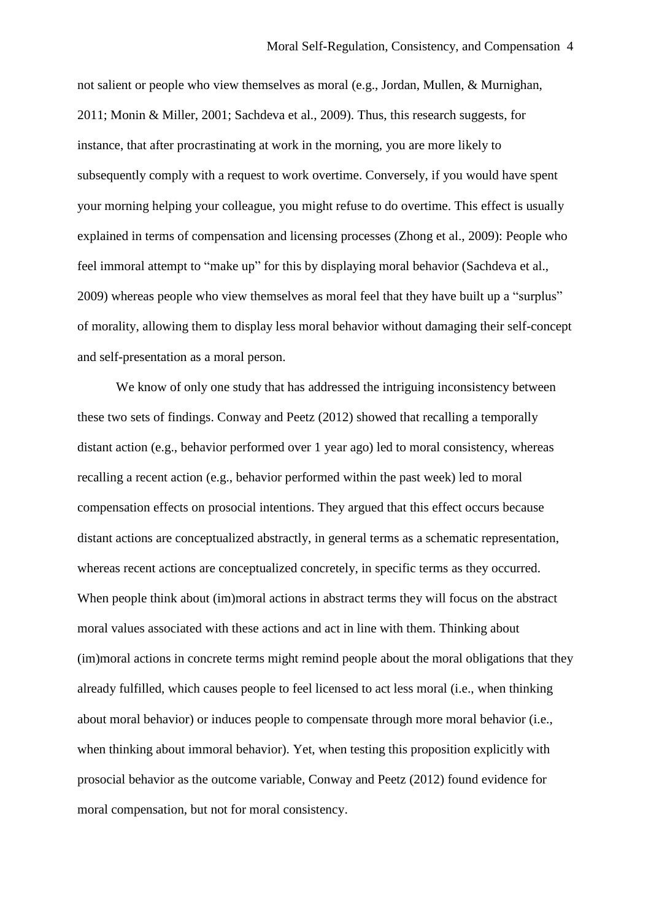not salient or people who view themselves as moral (e.g., Jordan, Mullen, & Murnighan, 2011; Monin & Miller, 2001; Sachdeva et al., 2009). Thus, this research suggests, for instance, that after procrastinating at work in the morning, you are more likely to subsequently comply with a request to work overtime. Conversely, if you would have spent your morning helping your colleague, you might refuse to do overtime. This effect is usually explained in terms of compensation and licensing processes (Zhong et al., 2009): People who feel immoral attempt to "make up" for this by displaying moral behavior (Sachdeva et al., 2009) whereas people who view themselves as moral feel that they have built up a "surplus" of morality, allowing them to display less moral behavior without damaging their self-concept and self-presentation as a moral person.

We know of only one study that has addressed the intriguing inconsistency between these two sets of findings. Conway and Peetz (2012) showed that recalling a temporally distant action (e.g., behavior performed over 1 year ago) led to moral consistency, whereas recalling a recent action (e.g., behavior performed within the past week) led to moral compensation effects on prosocial intentions. They argued that this effect occurs because distant actions are conceptualized abstractly, in general terms as a schematic representation, whereas recent actions are conceptualized concretely, in specific terms as they occurred. When people think about (im)moral actions in abstract terms they will focus on the abstract moral values associated with these actions and act in line with them. Thinking about (im)moral actions in concrete terms might remind people about the moral obligations that they already fulfilled, which causes people to feel licensed to act less moral (i.e., when thinking about moral behavior) or induces people to compensate through more moral behavior (i.e., when thinking about immoral behavior). Yet, when testing this proposition explicitly with prosocial behavior as the outcome variable, Conway and Peetz (2012) found evidence for moral compensation, but not for moral consistency.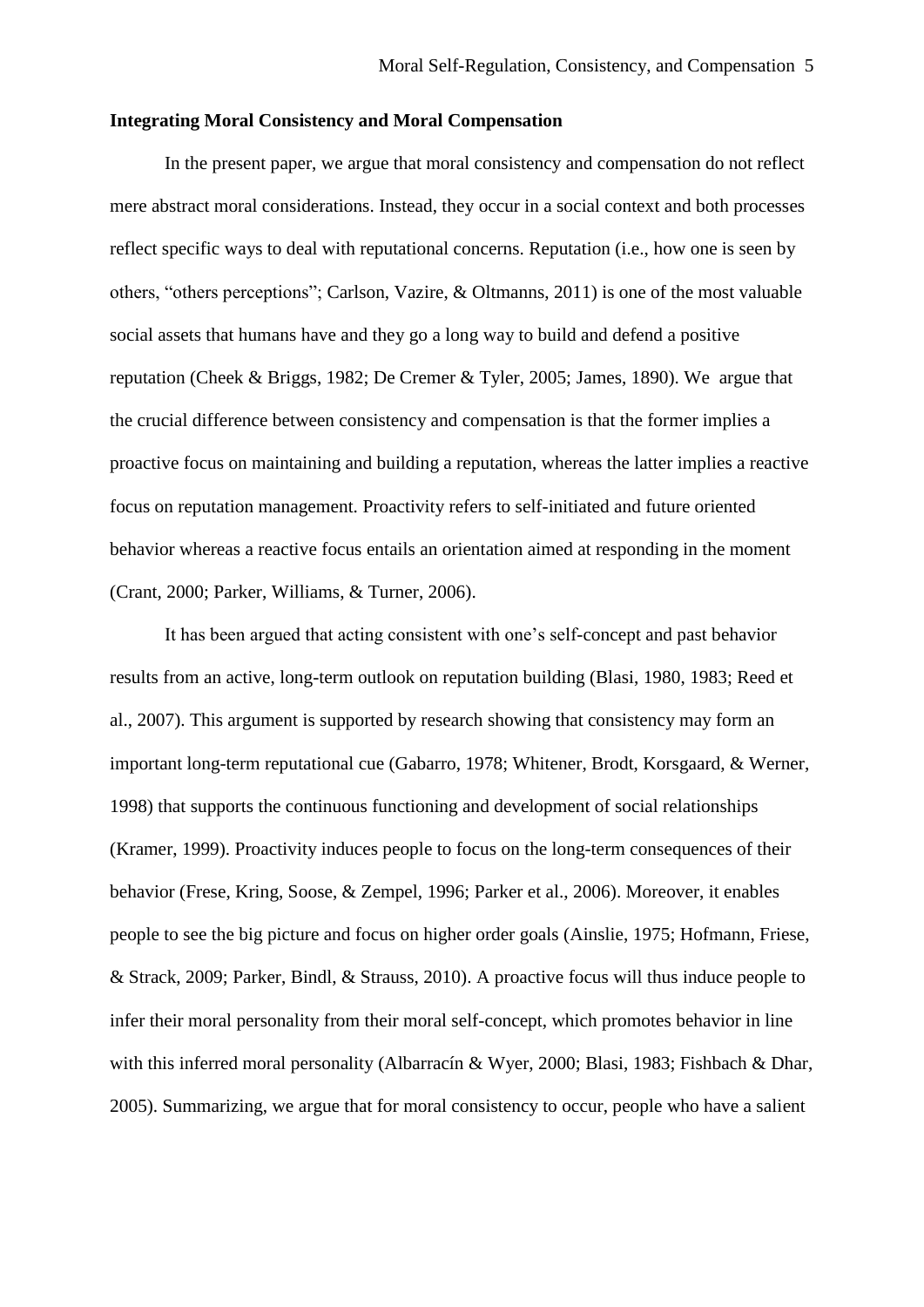**Integrating Moral Consistency and Moral Compensation**

In the present paper, we argue that moral consistency and compensation do not reflect mere abstract moral considerations. Instead, they occur in a social context and both processes reflect specific ways to deal with reputational concerns. Reputation (i.e., how one is seen by others, "others perceptions"; Carlson, Vazire, & Oltmanns, 2011) is one of the most valuable social assets that humans have and they go a long way to build and defend a positive reputation (Cheek & Briggs, 1982; De Cremer & Tyler, 2005; James, 1890). We argue that the crucial difference between consistency and compensation is that the former implies a proactive focus on maintaining and building a reputation, whereas the latter implies a reactive focus on reputation management. Proactivity refers to self-initiated and future oriented behavior whereas a reactive focus entails an orientation aimed at responding in the moment (Crant, 2000; Parker, Williams, & Turner, 2006).

It has been argued that acting consistent with one's self-concept and past behavior results from an active, long-term outlook on reputation building (Blasi, 1980, 1983; Reed et al., 2007). This argument is supported by research showing that consistency may form an important long-term reputational cue (Gabarro, 1978; Whitener, Brodt, Korsgaard, & Werner, 1998) that supports the continuous functioning and development of social relationships (Kramer, 1999). Proactivity induces people to focus on the long-term consequences of their behavior (Frese, Kring, Soose, & Zempel, 1996; Parker et al., 2006). Moreover, it enables people to see the big picture and focus on higher order goals (Ainslie, 1975; Hofmann, Friese, & Strack, 2009; Parker, Bindl, & Strauss, 2010). A proactive focus will thus induce people to infer their moral personality from their moral self-concept, which promotes behavior in line with this inferred moral personality (Albarracín & Wyer, 2000; Blasi, 1983; Fishbach & Dhar, 2005). Summarizing, we argue that for moral consistency to occur, people who have a salient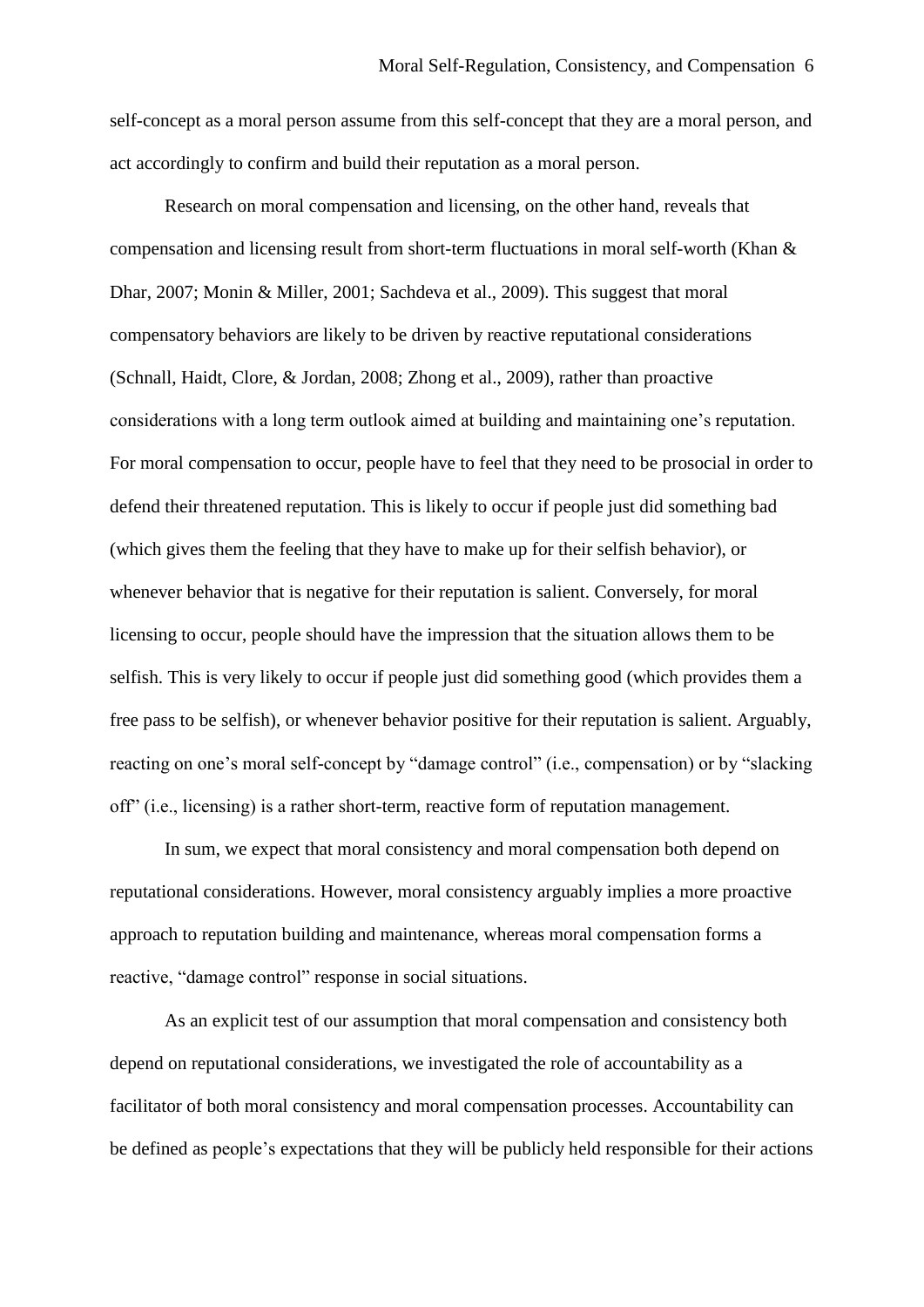self-concept as a moral person assume from this self-concept that they are a moral person, and act accordingly to confirm and build their reputation as a moral person.

Research on moral compensation and licensing, on the other hand, reveals that compensation and licensing result from short-term fluctuations in moral self-worth (Khan & Dhar, 2007; Monin & Miller, 2001; Sachdeva et al., 2009). This suggest that moral compensatory behaviors are likely to be driven by reactive reputational considerations (Schnall, Haidt, Clore, & Jordan, 2008; Zhong et al., 2009), rather than proactive considerations with a long term outlook aimed at building and maintaining one's reputation. For moral compensation to occur, people have to feel that they need to be prosocial in order to defend their threatened reputation. This is likely to occur if people just did something bad (which gives them the feeling that they have to make up for their selfish behavior), or whenever behavior that is negative for their reputation is salient. Conversely, for moral licensing to occur, people should have the impression that the situation allows them to be selfish. This is very likely to occur if people just did something good (which provides them a free pass to be selfish), or whenever behavior positive for their reputation is salient. Arguably, reacting on one's moral self-concept by "damage control" (i.e., compensation) or by "slacking off" (i.e., licensing) is a rather short-term, reactive form of reputation management.

In sum, we expect that moral consistency and moral compensation both depend on reputational considerations. However, moral consistency arguably implies a more proactive approach to reputation building and maintenance, whereas moral compensation forms a reactive, "damage control" response in social situations.

As an explicit test of our assumption that moral compensation and consistency both depend on reputational considerations, we investigated the role of accountability as a facilitator of both moral consistency and moral compensation processes. Accountability can be defined as people's expectations that they will be publicly held responsible for their actions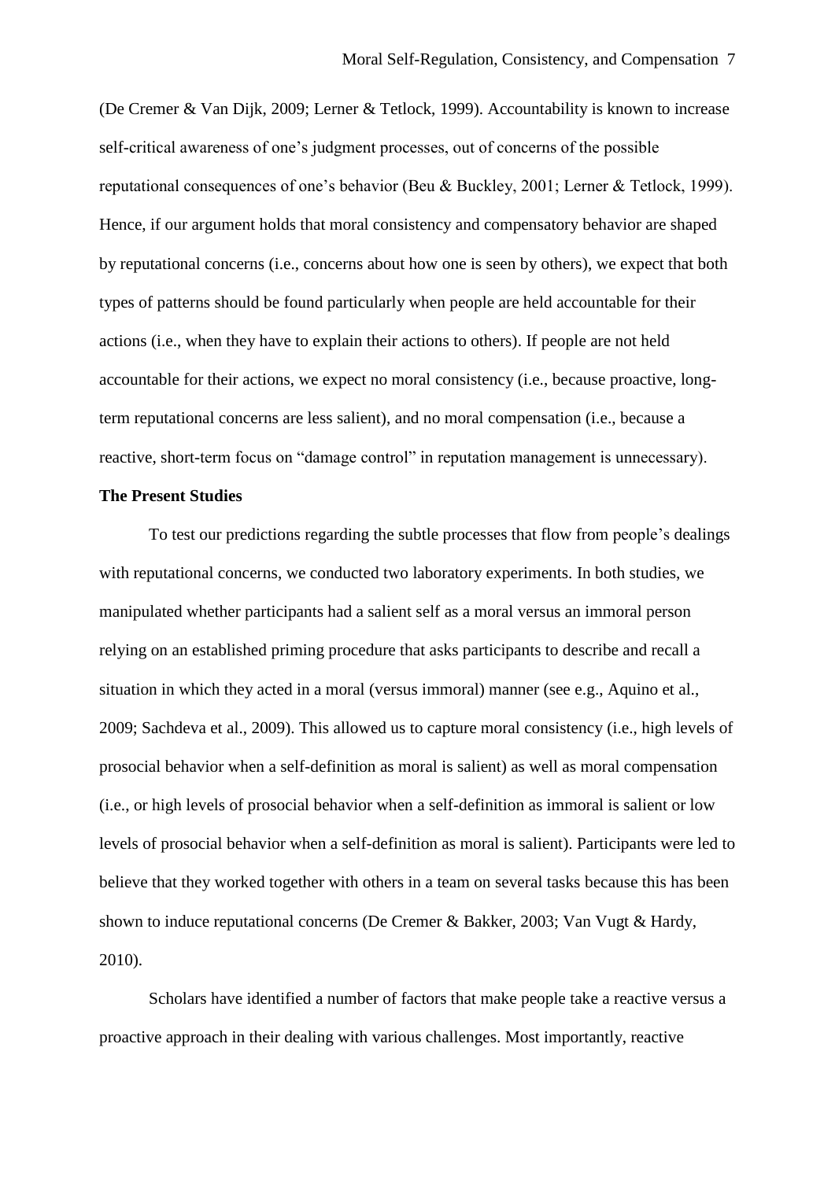(De Cremer & Van Dijk, 2009; Lerner & Tetlock, 1999). Accountability is known to increase self-critical awareness of one's judgment processes, out of concerns of the possible reputational consequences of one's behavior (Beu & Buckley, 2001; Lerner & Tetlock, 1999). Hence, if our argument holds that moral consistency and compensatory behavior are shaped by reputational concerns (i.e., concerns about how one is seen by others), we expect that both types of patterns should be found particularly when people are held accountable for their actions (i.e., when they have to explain their actions to others). If people are not held accountable for their actions, we expect no moral consistency (i.e., because proactive, long-term reputational concerns are less salient), and no moral compensation (i.e., because a reactive, short-term focus on "damage control" in reputation management is unnecessary).

**The Present Studies**

To test our predictions regarding the subtle processes that flow from people's dealings with reputational concerns, we conducted two laboratory experiments. In both studies, we manipulated whether participants had a salient self as a moral versus an immoral person relying on an established priming procedure that asks participants to describe and recall a situation in which they acted in a moral (versus immoral) manner (see e.g., Aquino et al., 2009; Sachdeva et al., 2009). This allowed us to capture moral consistency (i.e., high levels of prosocial behavior when a self-definition as moral is salient) as well as moral compensation (i.e., or high levels of prosocial behavior when a self-definition as immoral is salient or low levels of prosocial behavior when a self-definition as moral is salient). Participants were led to believe that they worked together with others in a team on several tasks because this has been shown to induce reputational concerns (De Cremer & Bakker, 2003; Van Vugt & Hardy, 2010).

Scholars have identified a number of factors that make people take a reactive versus a proactive approach in their dealing with various challenges. Most importantly, reactive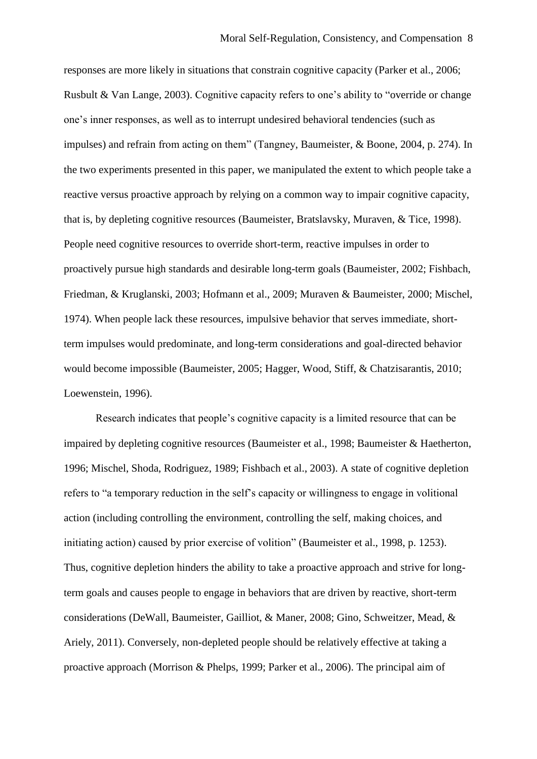responses are more likely in situations that constrain cognitive capacity (Parker et al., 2006; Rusbult & Van Lange, 2003). Cognitive capacity refers to one's ability to "override or change one's inner responses, as well as to interrupt undesired behavioral tendencies (such as impulses) and refrain from acting on them" (Tangney, Baumeister, & Boone, 2004, p. 274). In the two experiments presented in this paper, we manipulated the extent to which people take a reactive versus proactive approach by relying on a common way to impair cognitive capacity, that is, by depleting cognitive resources (Baumeister, Bratslavsky, Muraven, & Tice, 1998). People need cognitive resources to override short-term, reactive impulses in order to proactively pursue high standards and desirable long-term goals (Baumeister, 2002; Fishbach, Friedman, & Kruglanski, 2003; Hofmann et al., 2009; Muraven & Baumeister, 2000; Mischel, 1974). When people lack these resources, impulsive behavior that serves immediate, short-term impulses would predominate, and long-term considerations and goal-directed behavior would become impossible (Baumeister, 2005; Hagger, Wood, Stiff, & Chatzisarantis, 2010; Loewenstein, 1996).

Research indicates that people's cognitive capacity is a limited resource that can be impaired by depleting cognitive resources (Baumeister et al., 1998; Baumeister & Haetherton, 1996; Mischel, Shoda, Rodriguez, 1989; Fishbach et al., 2003). A state of cognitive depletion refers to "a temporary reduction in the self's capacity or willingness to engage in volitional action (including controlling the environment, controlling the self, making choices, and initiating action) caused by prior exercise of volition" (Baumeister et al., 1998, p. 1253). Thus, cognitive depletion hinders the ability to take a proactive approach and strive for long-term goals and causes people to engage in behaviors that are driven by reactive, short-term considerations (DeWall, Baumeister, Gailliot, & Maner, 2008; Gino, Schweitzer, Mead, & Ariely, 2011). Conversely, non-depleted people should be relatively effective at taking a proactive approach (Morrison & Phelps, 1999; Parker et al., 2006). The principal aim of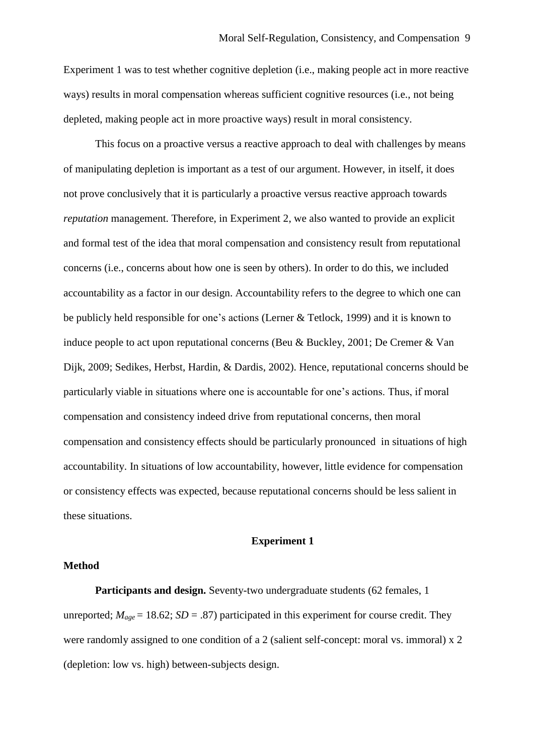Experiment 1 was to test whether cognitive depletion (i.e., making people act in more reactive ways) results in moral compensation whereas sufficient cognitive resources (i.e., not being depleted, making people act in more proactive ways) result in moral consistency.

This focus on a proactive versus a reactive approach to deal with challenges by means of manipulating depletion is important as a test of our argument. However, in itself, it does not prove conclusively that it is particularly a proactive versus reactive approach towards *reputation* management. Therefore, in Experiment 2, we also wanted to provide an explicit and formal test of the idea that moral compensation and consistency result from reputational concerns (i.e., concerns about how one is seen by others). In order to do this, we included accountability as a factor in our design. Accountability refers to the degree to which one can be publicly held responsible for one's actions (Lerner & Tetlock, 1999) and it is known to induce people to act upon reputational concerns (Beu & Buckley, 2001; De Cremer & Van Dijk, 2009; Sedikes, Herbst, Hardin, & Dardis, 2002). Hence, reputational concerns should be particularly viable in situations where one is accountable for one's actions. Thus, if moral compensation and consistency indeed drive from reputational concerns, then moral compensation and consistency effects should be particularly pronounced in situations of high accountability. In situations of low accountability, however, little evidence for compensation or consistency effects was expected, because reputational concerns should be less salient in these situations.

## Experiment 1

### Method

**Participants and design.** Seventy-two undergraduate students (62 females, 1 unreported; $M_{age}$ = 18.62; $SD$ = .87) participated in this experiment for course credit. They were randomly assigned to one condition of a 2 (salient self-concept: moral vs. immoral) x 2 (depletion: low vs. high) between-subjects design.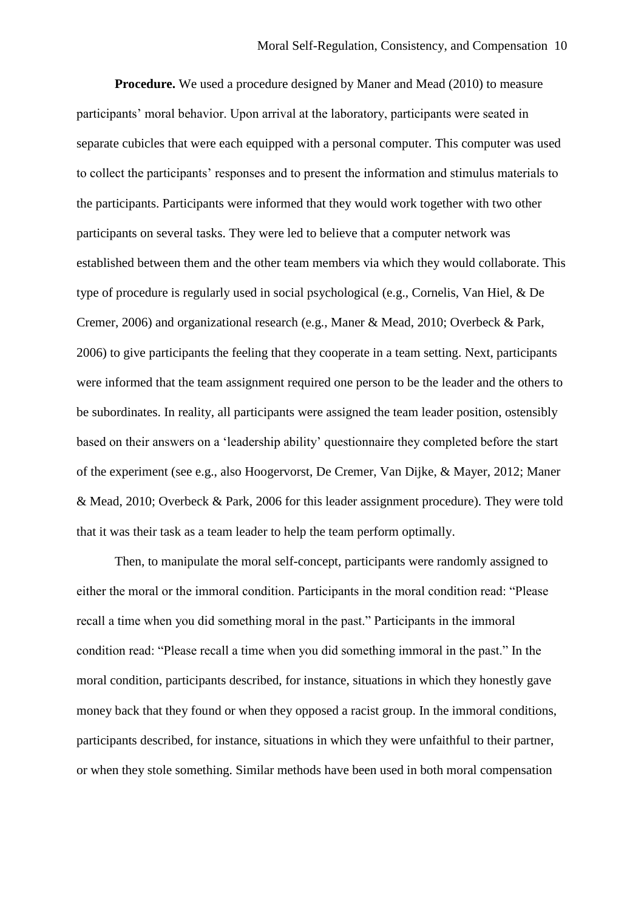**Procedure.** We used a procedure designed by Maner and Mead (2010) to measure participants' moral behavior. Upon arrival at the laboratory, participants were seated in separate cubicles that were each equipped with a personal computer. This computer was used to collect the participants' responses and to present the information and stimulus materials to the participants. Participants were informed that they would work together with two other participants on several tasks. They were led to believe that a computer network was established between them and the other team members via which they would collaborate. This type of procedure is regularly used in social psychological (e.g., Cornelis, Van Hiel, & De Cremer, 2006) and organizational research (e.g., Maner & Mead, 2010; Overbeck & Park, 2006) to give participants the feeling that they cooperate in a team setting. Next, participants were informed that the team assignment required one person to be the leader and the others to be subordinates. In reality, all participants were assigned the team leader position, ostensibly based on their answers on a 'leadership ability' questionnaire they completed before the start of the experiment (see e.g., also Hoogervorst, De Cremer, Van Dijke, & Mayer, 2012; Maner & Mead, 2010; Overbeck & Park, 2006 for this leader assignment procedure). They were told that it was their task as a team leader to help the team perform optimally.

Then, to manipulate the moral self-concept, participants were randomly assigned to either the moral or the immoral condition. Participants in the moral condition read: "Please recall a time when you did something moral in the past." Participants in the immoral condition read: "Please recall a time when you did something immoral in the past." In the moral condition, participants described, for instance, situations in which they honestly gave money back that they found or when they opposed a racist group. In the immoral conditions, participants described, for instance, situations in which they were unfaithful to their partner, or when they stole something. Similar methods have been used in both moral compensation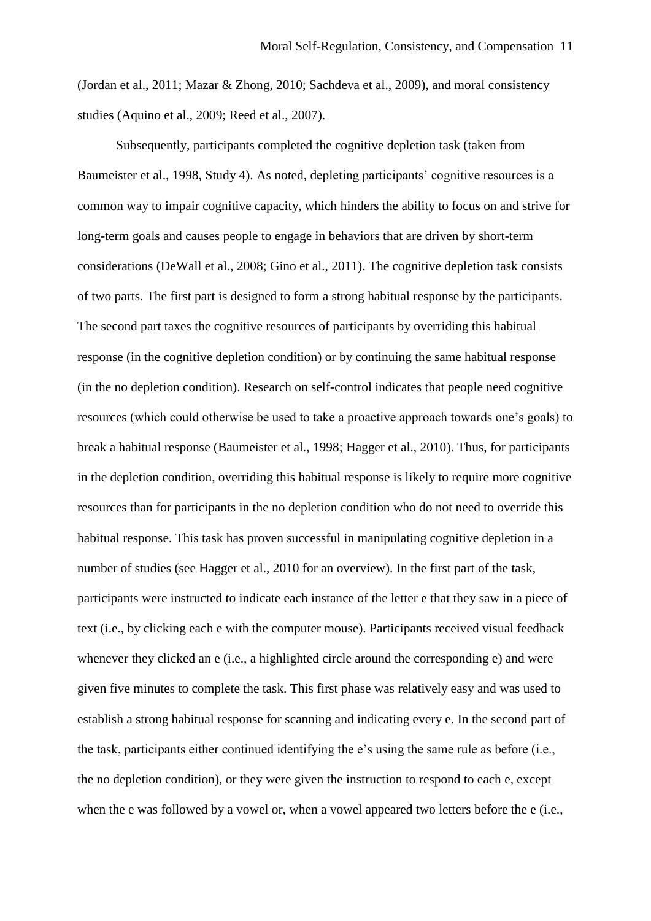(Jordan et al., 2011; Mazar & Zhong, 2010; Sachdeva et al., 2009), and moral consistency studies (Aquino et al., 2009; Reed et al., 2007).

Subsequently, participants completed the cognitive depletion task (taken from Baumeister et al., 1998, Study 4). As noted, depleting participants' cognitive resources is a common way to impair cognitive capacity, which hinders the ability to focus on and strive for long-term goals and causes people to engage in behaviors that are driven by short-term considerations (DeWall et al., 2008; Gino et al., 2011). The cognitive depletion task consists of two parts. The first part is designed to form a strong habitual response by the participants. The second part taxes the cognitive resources of participants by overriding this habitual response (in the cognitive depletion condition) or by continuing the same habitual response (in the no depletion condition). Research on self-control indicates that people need cognitive resources (which could otherwise be used to take a proactive approach towards one's goals) to break a habitual response (Baumeister et al., 1998; Hagger et al., 2010). Thus, for participants in the depletion condition, overriding this habitual response is likely to require more cognitive resources than for participants in the no depletion condition who do not need to override this habitual response. This task has proven successful in manipulating cognitive depletion in a number of studies (see Hagger et al., 2010 for an overview). In the first part of the task, participants were instructed to indicate each instance of the letter e that they saw in a piece of text (i.e., by clicking each e with the computer mouse). Participants received visual feedback whenever they clicked an e (i.e., a highlighted circle around the corresponding e) and were given five minutes to complete the task. This first phase was relatively easy and was used to establish a strong habitual response for scanning and indicating every e. In the second part of the task, participants either continued identifying the e's using the same rule as before (i.e., the no depletion condition), or they were given the instruction to respond to each e, except when the e was followed by a vowel or, when a vowel appeared two letters before the e (i.e.,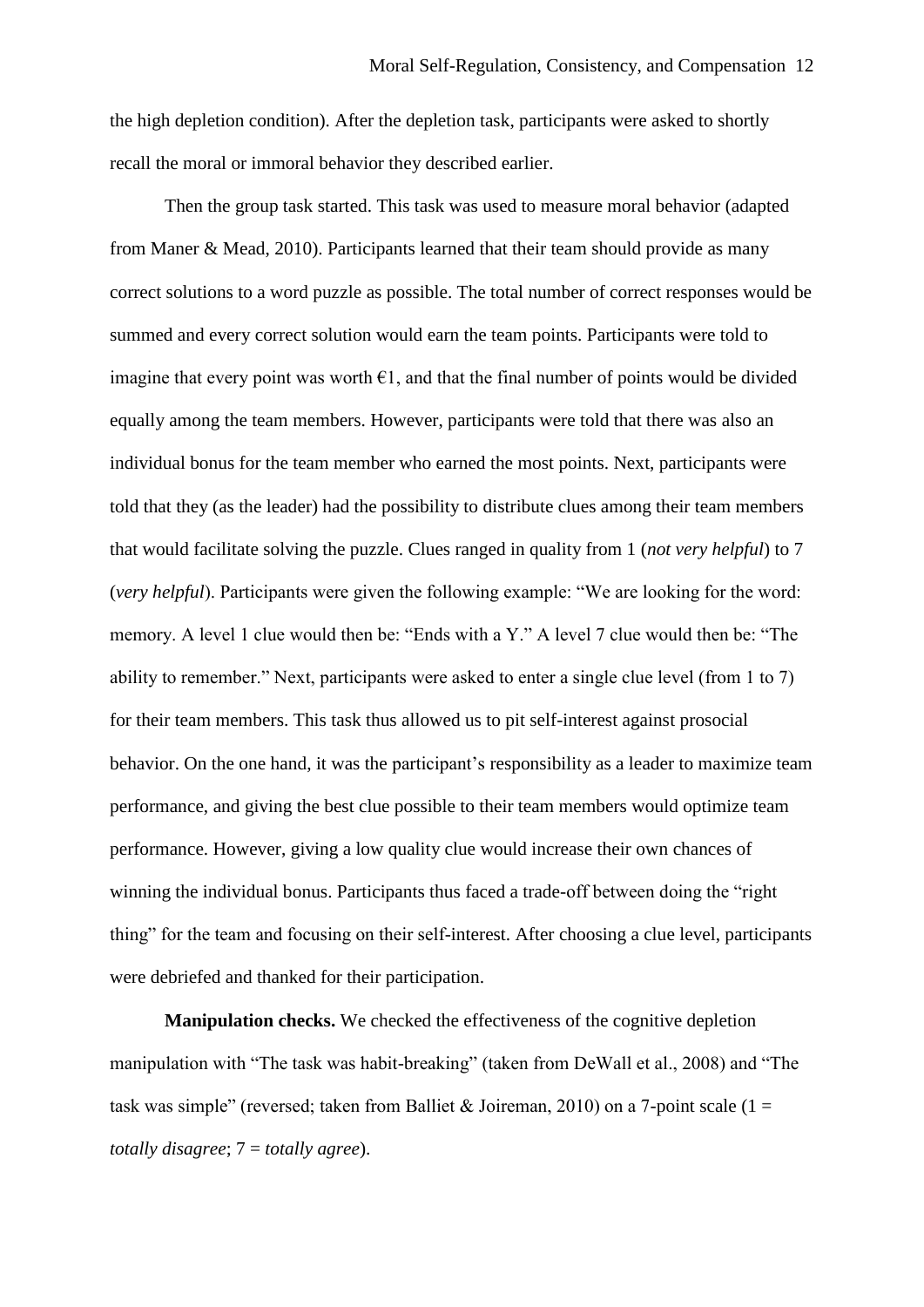the high depletion condition). After the depletion task, participants were asked to shortly recall the moral or immoral behavior they described earlier.

Then the group task started. This task was used to measure moral behavior (adapted from Maner & Mead, 2010). Participants learned that their team should provide as many correct solutions to a word puzzle as possible. The total number of correct responses would be summed and every correct solution would earn the team points. Participants were told to imagine that every point was worth €1, and that the final number of points would be divided equally among the team members. However, participants were told that there was also an individual bonus for the team member who earned the most points. Next, participants were told that they (as the leader) had the possibility to distribute clues among their team members that would facilitate solving the puzzle. Clues ranged in quality from 1 (*not very helpful*) to 7 (*very helpful*). Participants were given the following example: "We are looking for the word: memory. A level 1 clue would then be: "Ends with a Y." A level 7 clue would then be: "The ability to remember." Next, participants were asked to enter a single clue level (from 1 to 7) for their team members. This task thus allowed us to pit self-interest against prosocial behavior. On the one hand, it was the participant's responsibility as a leader to maximize team performance, and giving the best clue possible to their team members would optimize team performance. However, giving a low quality clue would increase their own chances of winning the individual bonus. Participants thus faced a trade-off between doing the "right thing" for the team and focusing on their self-interest. After choosing a clue level, participants were debriefed and thanked for their participation.

**Manipulation checks.** We checked the effectiveness of the cognitive depletion manipulation with "The task was habit-breaking" (taken from DeWall et al., 2008) and "The task was simple" (reversed; taken from Balliet & Joireman, 2010) on a 7-point scale (1 = *totally disagree*; 7 = *totally agree*).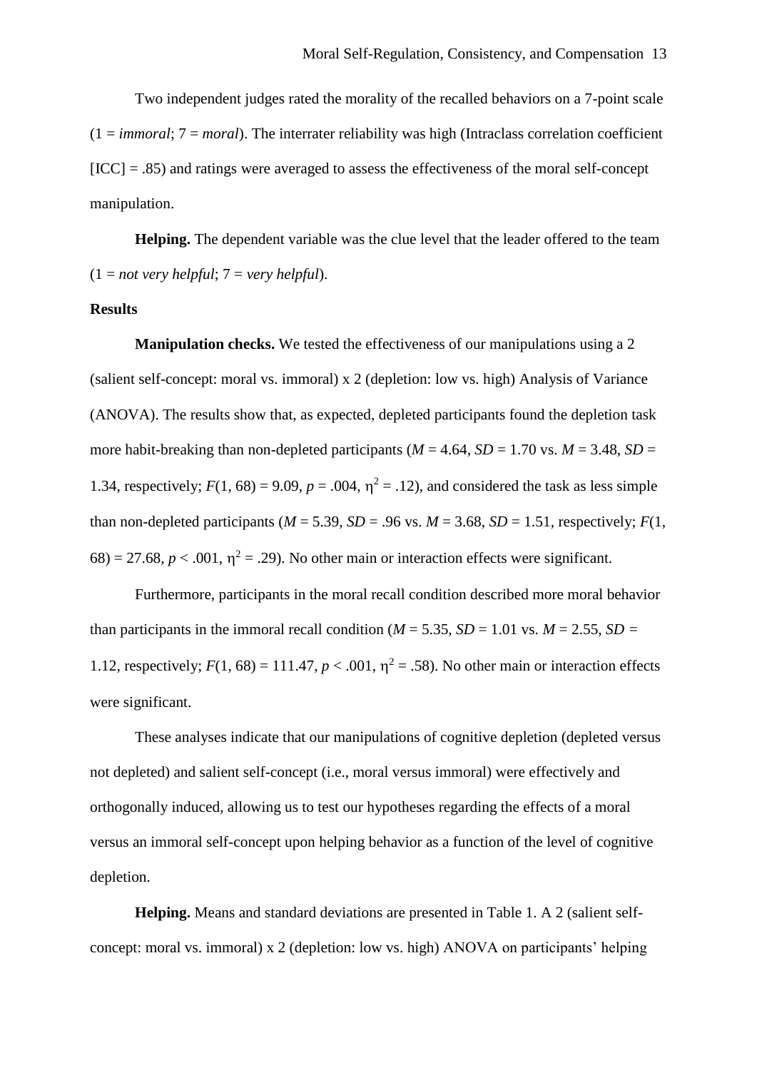Two independent judges rated the morality of the recalled behaviors on a 7-point scale (1 = *immoral*; 7 = *moral*). The interrater reliability was high (Intraclass correlation coefficient [ICC] = .85) and ratings were averaged to assess the effectiveness of the moral self-concept manipulation.

**Helping.** The dependent variable was the clue level that the leader offered to the team (1 = *not very helpful*; 7 = *very helpful*).

**Results**

**Manipulation checks.** We tested the effectiveness of our manipulations using a 2 (salient self-concept: moral vs. immoral) x 2 (depletion: low vs. high) Analysis of Variance (ANOVA). The results show that, as expected, depleted participants found the depletion task more habit-breaking than non-depleted participants ($M$ = 4.64, $SD$ = 1.70 vs. $M$ = 3.48, $SD$ = 1.34, respectively; $F(1, 68) = 9.09$, $p = .004$, $\eta^2 = .12$), and considered the task as less simple than non-depleted participants ($M$ = 5.39, $SD$ = .96 vs. $M$ = 3.68, $SD$ = 1.51, respectively; $F(1, 68) = 27.68$, $p < .001$, $\eta^2 = .29$). No other main or interaction effects were significant.

Furthermore, participants in the moral recall condition described more moral behavior than participants in the immoral recall condition ($M$ = 5.35, $SD$ = 1.01 vs. $M$ = 2.55, $SD$ = 1.12, respectively; $F(1, 68) = 111.47$, $p < .001$, $\eta^2 = .58$). No other main or interaction effects were significant.

These analyses indicate that our manipulations of cognitive depletion (depleted versus not depleted) and salient self-concept (i.e., moral versus immoral) were effectively and orthogonally induced, allowing us to test our hypotheses regarding the effects of a moral versus an immoral self-concept upon helping behavior as a function of the level of cognitive depletion.

**Helping.** Means and standard deviations are presented in Table 1. A 2 (salient self-concept: moral vs. immoral) x 2 (depletion: low vs. high) ANOVA on participants' helping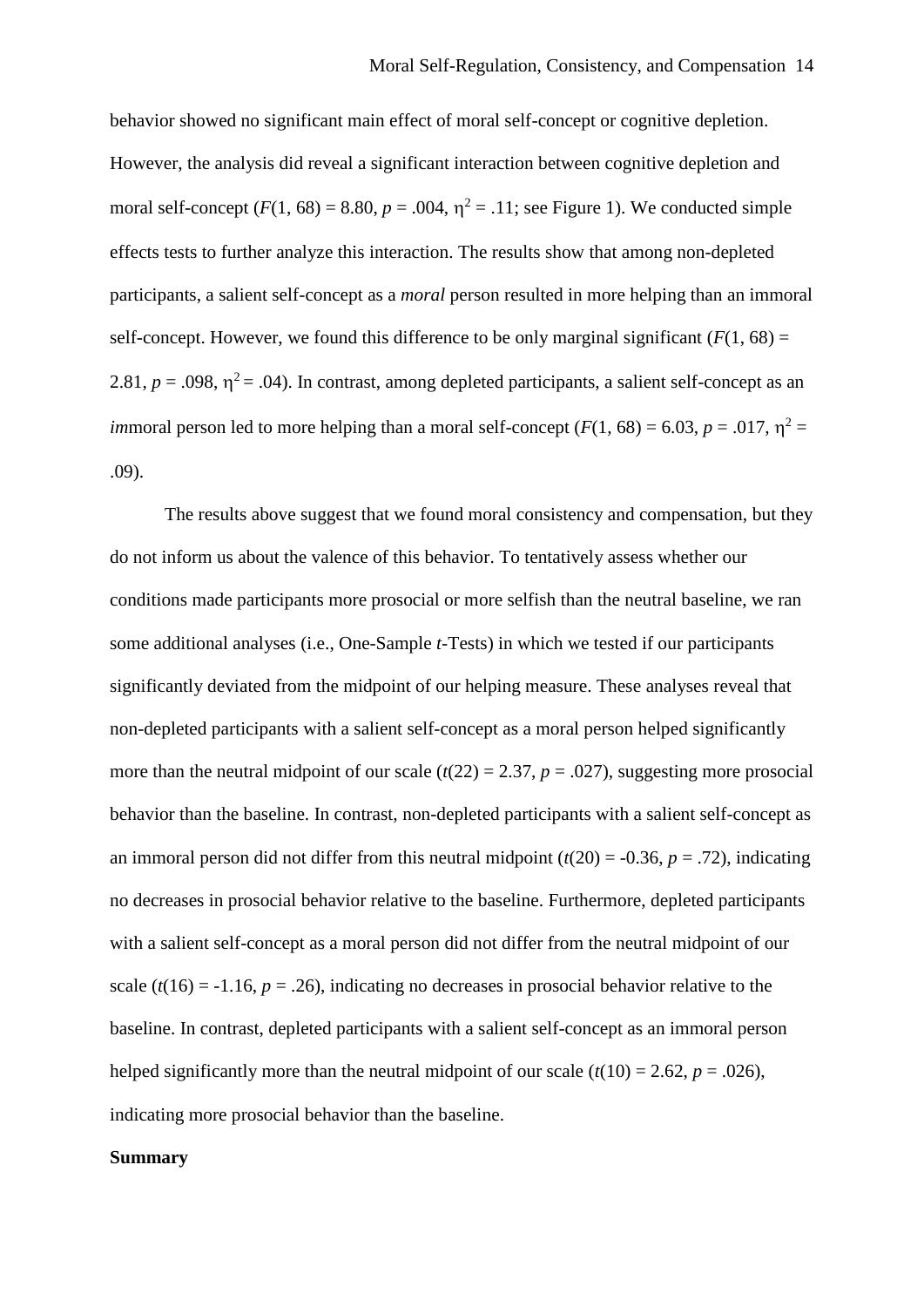behavior showed no significant main effect of moral self-concept or cognitive depletion. However, the analysis did reveal a significant interaction between cognitive depletion and moral self-concept ($F(1, 68) = 8.80$, $p = .004$, $\eta^2 = .11$; see Figure 1). We conducted simple effects tests to further analyze this interaction. The results show that among non-depleted participants, a salient self-concept as a *moral* person resulted in more helping than an immoral self-concept. However, we found this difference to be only marginal significant ($F(1, 68) = 2.81$, $p = .098$, $\eta^2 = .04$). In contrast, among depleted participants, a salient self-concept as an *im*moral person led to more helping than a moral self-concept ($F(1, 68) = 6.03$, $p = .017$, $\eta^2 = .09$).

The results above suggest that we found moral consistency and compensation, but they do not inform us about the valence of this behavior. To tentatively assess whether our conditions made participants more prosocial or more selfish than the neutral baseline, we ran some additional analyses (i.e., One-Sample *t*-Tests) in which we tested if our participants significantly deviated from the midpoint of our helping measure. These analyses reveal that non-depleted participants with a salient self-concept as a moral person helped significantly more than the neutral midpoint of our scale ($t(22) = 2.37$, $p = .027$), suggesting more prosocial behavior than the baseline. In contrast, non-depleted participants with a salient self-concept as an immoral person did not differ from this neutral midpoint ($t(20) = -0.36$, $p = .72$), indicating no decreases in prosocial behavior relative to the baseline. Furthermore, depleted participants with a salient self-concept as a moral person did not differ from the neutral midpoint of our scale ($t(16) = -1.16$, $p = .26$), indicating no decreases in prosocial behavior relative to the baseline. In contrast, depleted participants with a salient self-concept as an immoral person helped significantly more than the neutral midpoint of our scale ($t(10) = 2.62$, $p = .026$), indicating more prosocial behavior than the baseline.

**Summary**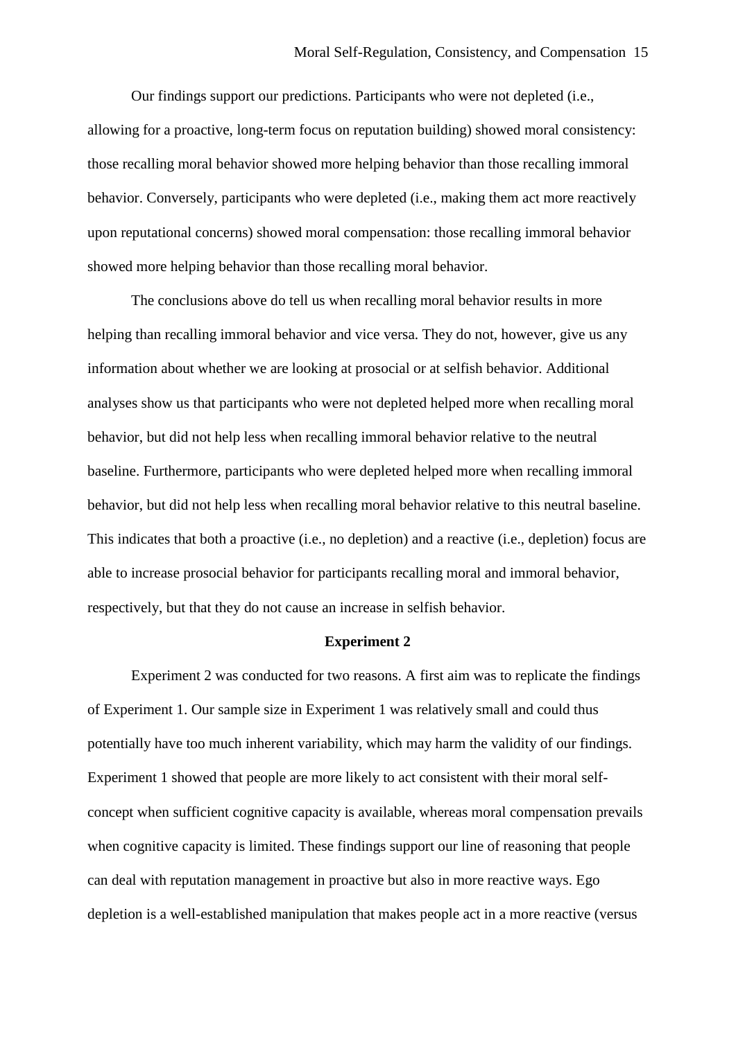Our findings support our predictions. Participants who were not depleted (i.e., allowing for a proactive, long-term focus on reputation building) showed moral consistency: those recalling moral behavior showed more helping behavior than those recalling immoral behavior. Conversely, participants who were depleted (i.e., making them act more reactively upon reputational concerns) showed moral compensation: those recalling immoral behavior showed more helping behavior than those recalling moral behavior.

The conclusions above do tell us when recalling moral behavior results in more helping than recalling immoral behavior and vice versa. They do not, however, give us any information about whether we are looking at prosocial or at selfish behavior. Additional analyses show us that participants who were not depleted helped more when recalling moral behavior, but did not help less when recalling immoral behavior relative to the neutral baseline. Furthermore, participants who were depleted helped more when recalling immoral behavior, but did not help less when recalling moral behavior relative to this neutral baseline. This indicates that both a proactive (i.e., no depletion) and a reactive (i.e., depletion) focus are able to increase prosocial behavior for participants recalling moral and immoral behavior, respectively, but that they do not cause an increase in selfish behavior.

## Experiment 2

Experiment 2 was conducted for two reasons. A first aim was to replicate the findings of Experiment 1. Our sample size in Experiment 1 was relatively small and could thus potentially have too much inherent variability, which may harm the validity of our findings. Experiment 1 showed that people are more likely to act consistent with their moral self-concept when sufficient cognitive capacity is available, whereas moral compensation prevails when cognitive capacity is limited. These findings support our line of reasoning that people can deal with reputation management in proactive but also in more reactive ways. Ego depletion is a well-established manipulation that makes people act in a more reactive (versus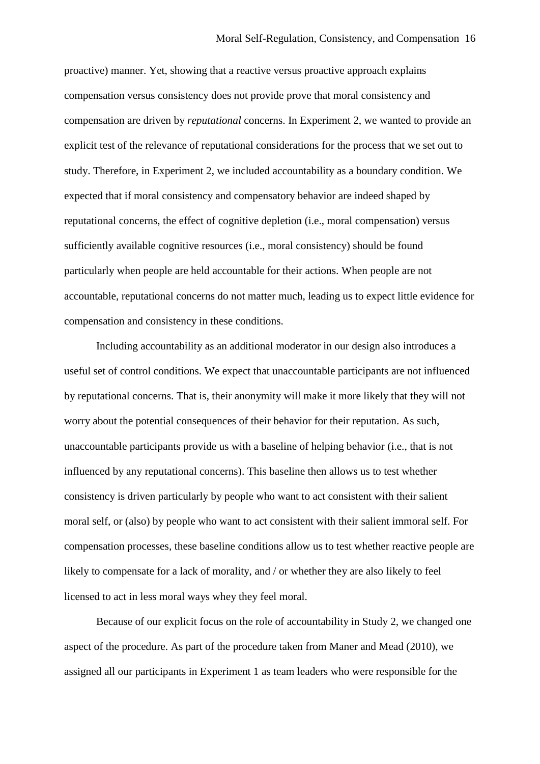proactive) manner. Yet, showing that a reactive versus proactive approach explains compensation versus consistency does not provide prove that moral consistency and compensation are driven by *reputational* concerns. In Experiment 2, we wanted to provide an explicit test of the relevance of reputational considerations for the process that we set out to study. Therefore, in Experiment 2, we included accountability as a boundary condition. We expected that if moral consistency and compensatory behavior are indeed shaped by reputational concerns, the effect of cognitive depletion (i.e., moral compensation) versus sufficiently available cognitive resources (i.e., moral consistency) should be found particularly when people are held accountable for their actions. When people are not accountable, reputational concerns do not matter much, leading us to expect little evidence for compensation and consistency in these conditions.

Including accountability as an additional moderator in our design also introduces a useful set of control conditions. We expect that unaccountable participants are not influenced by reputational concerns. That is, their anonymity will make it more likely that they will not worry about the potential consequences of their behavior for their reputation. As such, unaccountable participants provide us with a baseline of helping behavior (i.e., that is not influenced by any reputational concerns). This baseline then allows us to test whether consistency is driven particularly by people who want to act consistent with their salient moral self, or (also) by people who want to act consistent with their salient immoral self. For compensation processes, these baseline conditions allow us to test whether reactive people are likely to compensate for a lack of morality, and / or whether they are also likely to feel licensed to act in less moral ways whey they feel moral.

Because of our explicit focus on the role of accountability in Study 2, we changed one aspect of the procedure. As part of the procedure taken from Maner and Mead (2010), we assigned all our participants in Experiment 1 as team leaders who were responsible for the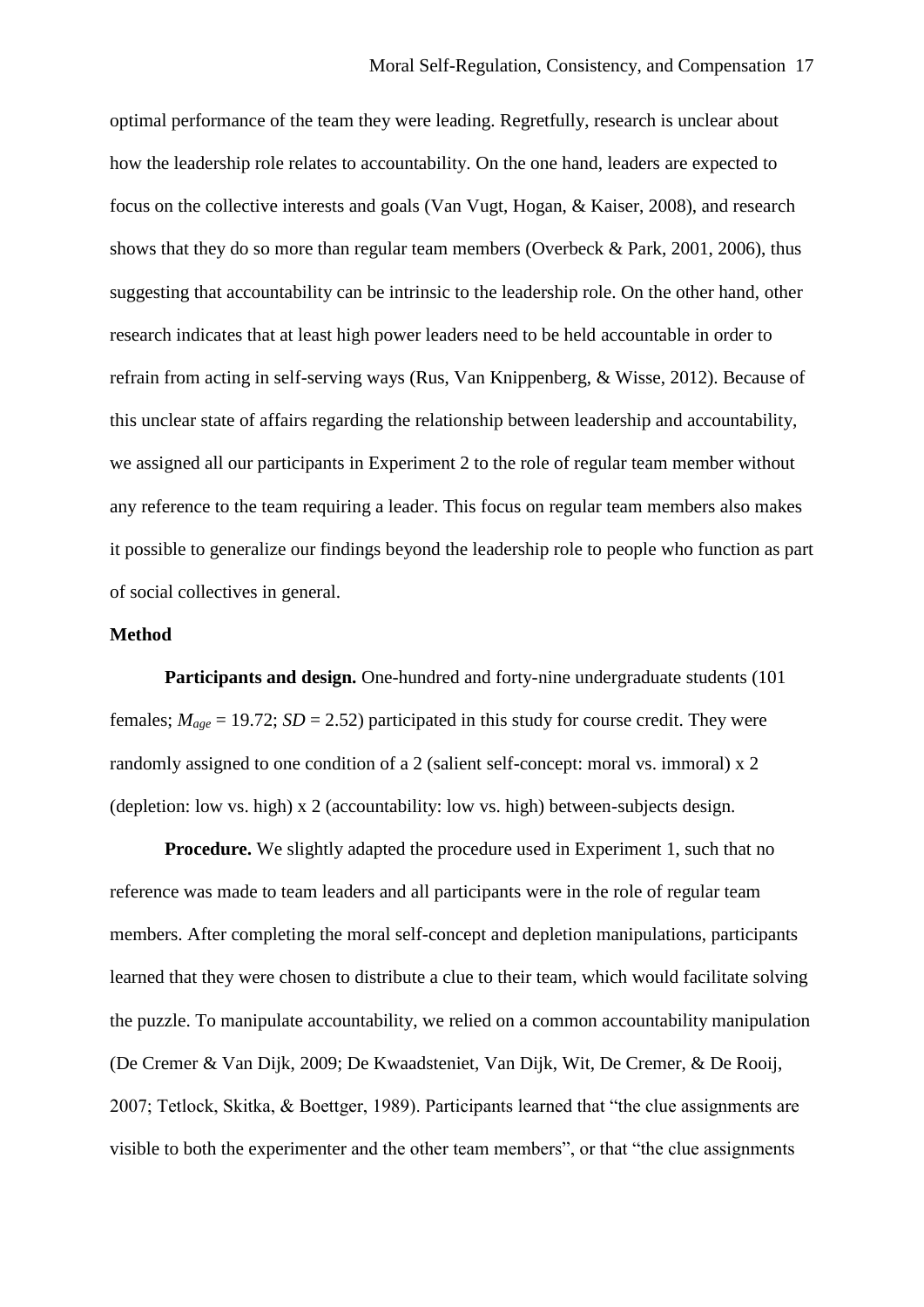optimal performance of the team they were leading. Regretfully, research is unclear about how the leadership role relates to accountability. On the one hand, leaders are expected to focus on the collective interests and goals (Van Vugt, Hogan, & Kaiser, 2008), and research shows that they do so more than regular team members (Overbeck & Park, 2001, 2006), thus suggesting that accountability can be intrinsic to the leadership role. On the other hand, other research indicates that at least high power leaders need to be held accountable in order to refrain from acting in self-serving ways (Rus, Van Knippenberg, & Wisse, 2012). Because of this unclear state of affairs regarding the relationship between leadership and accountability, we assigned all our participants in Experiment 2 to the role of regular team member without any reference to the team requiring a leader. This focus on regular team members also makes it possible to generalize our findings beyond the leadership role to people who function as part of social collectives in general.

**Method**

**Participants and design.** One-hundred and forty-nine undergraduate students (101 females; $M_{age}$ = 19.72; *SD* = 2.52) participated in this study for course credit. They were randomly assigned to one condition of a 2 (salient self-concept: moral vs. immoral) x 2 (depletion: low vs. high) x 2 (accountability: low vs. high) between-subjects design.

**Procedure.** We slightly adapted the procedure used in Experiment 1, such that no reference was made to team leaders and all participants were in the role of regular team members. After completing the moral self-concept and depletion manipulations, participants learned that they were chosen to distribute a clue to their team, which would facilitate solving the puzzle. To manipulate accountability, we relied on a common accountability manipulation (De Cremer & Van Dijk, 2009; De Kwaadsteniet, Van Dijk, Wit, De Cremer, & De Rooij, 2007; Tetlock, Skitka, & Boettger, 1989). Participants learned that "the clue assignments are visible to both the experimenter and the other team members", or that "the clue assignments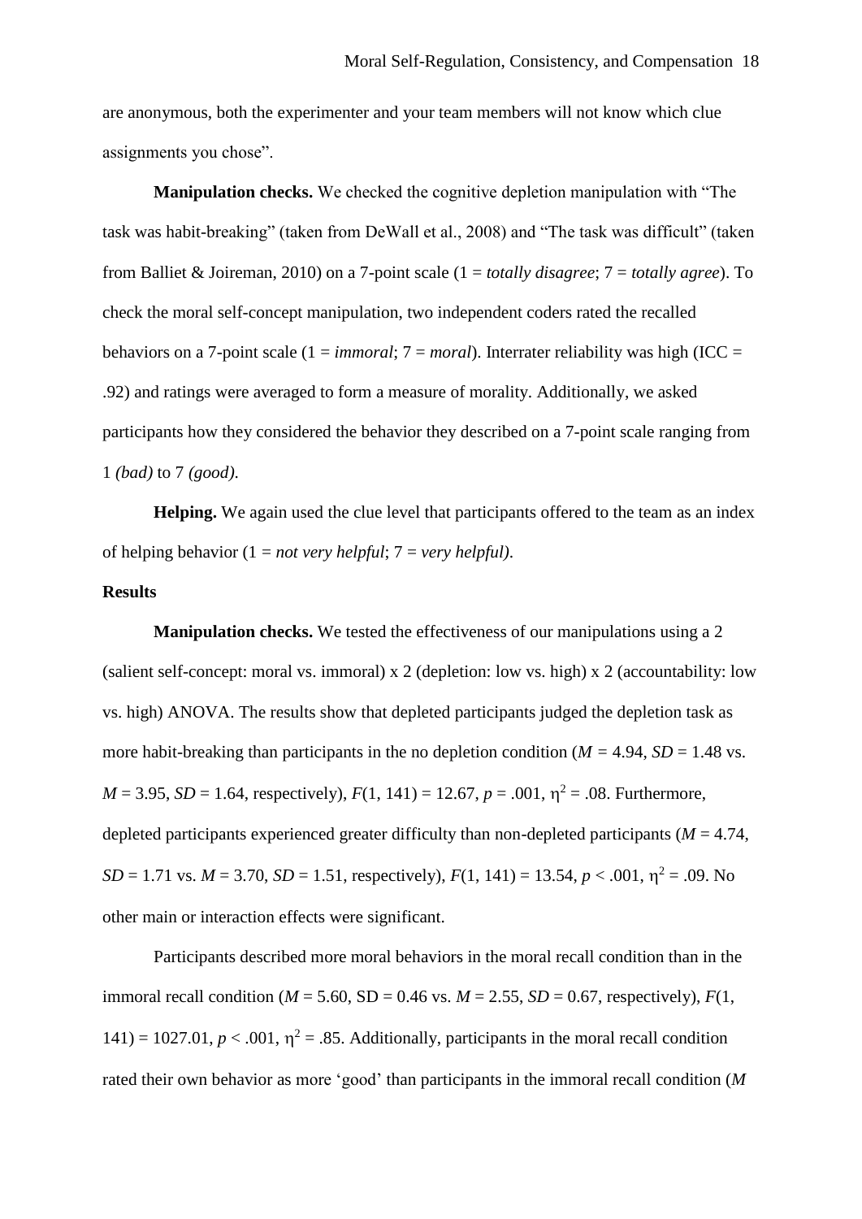are anonymous, both the experimenter and your team members will not know which clue assignments you chose".

**Manipulation checks.** We checked the cognitive depletion manipulation with "The task was habit-breaking" (taken from DeWall et al., 2008) and "The task was difficult" (taken from Balliet & Joireman, 2010) on a 7-point scale (1 = *totally disagree*; 7 = *totally agree*). To check the moral self-concept manipulation, two independent coders rated the recalled behaviors on a 7-point scale (1 = *immoral*; 7 = *moral*). Interrater reliability was high (ICC = .92) and ratings were averaged to form a measure of morality. Additionally, we asked participants how they considered the behavior they described on a 7-point scale ranging from 1 *(bad)* to 7 *(good)*.

**Helping.** We again used the clue level that participants offered to the team as an index of helping behavior (1 = *not very helpful*; 7 = *very helpful)*.

**Results**

**Manipulation checks.** We tested the effectiveness of our manipulations using a 2 (salient self-concept: moral vs. immoral) x 2 (depletion: low vs. high) x 2 (accountability: low vs. high) ANOVA. The results show that depleted participants judged the depletion task as more habit-breaking than participants in the no depletion condition ($M$ = 4.94, $SD$ = 1.48 vs. $M$ = 3.95, $SD$ = 1.64, respectively), $F(1, 141) = 12.67$, $p = .001$, $\eta^2 = .08$. Furthermore, depleted participants experienced greater difficulty than non-depleted participants ($M$ = 4.74, $SD$ = 1.71 vs. $M$ = 3.70, $SD$ = 1.51, respectively), $F(1, 141) = 13.54$, $p < .001$, $\eta^2 = .09$. No other main or interaction effects were significant.

Participants described more moral behaviors in the moral recall condition than in the immoral recall condition ($M$ = 5.60, SD = 0.46 vs. $M$ = 2.55, $SD$ = 0.67, respectively), $F(1, 141) = 1027.01$, $p < .001$, $\eta^2 = .85$. Additionally, participants in the moral recall condition rated their own behavior as more 'good' than participants in the immoral recall condition ($M$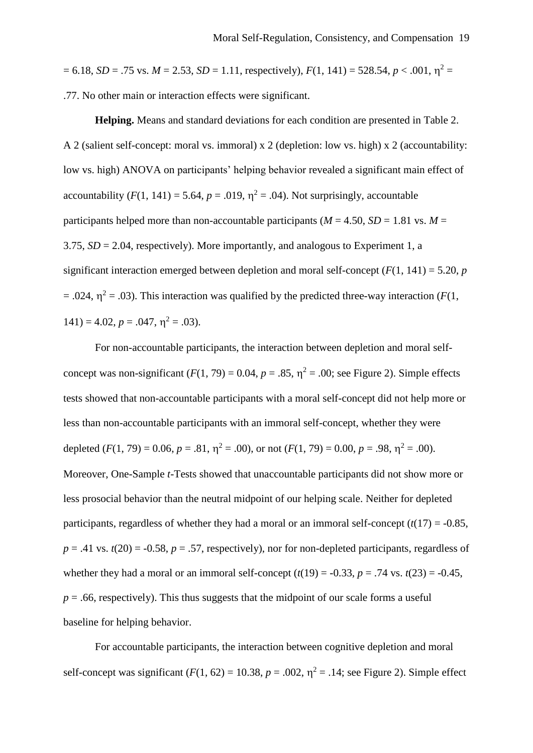= 6.18, $SD$ = .75 vs. $M$ = 2.53, $SD$ = 1.11, respectively), $F(1, 141) = 528.54$, $p < .001$, $\eta^2$ = .77. No other main or interaction effects were significant.

**Helping.** Means and standard deviations for each condition are presented in Table 2. A 2 (salient self-concept: moral vs. immoral) x 2 (depletion: low vs. high) x 2 (accountability: low vs. high) ANOVA on participants' helping behavior revealed a significant main effect of accountability ($F(1, 141) = 5.64$, $p = .019$, $\eta^2 = .04$). Not surprisingly, accountable participants helped more than non-accountable participants ($M$ = 4.50, $SD$ = 1.81 vs. $M$ = 3.75, $SD$ = 2.04, respectively). More importantly, and analogous to Experiment 1, a significant interaction emerged between depletion and moral self-concept ($F(1, 141) = 5.20$, $p = .024$, $\eta^2 = .03$). This interaction was qualified by the predicted three-way interaction ($F(1, 141) = 4.02$, $p = .047$, $\eta^2 = .03$).

For non-accountable participants, the interaction between depletion and moral self-concept was non-significant ($F(1, 79) = 0.04$, $p = .85$, $\eta^2 = .00$; see Figure 2). Simple effects tests showed that non-accountable participants with a moral self-concept did not help more or less than non-accountable participants with an immoral self-concept, whether they were depleted ($F(1, 79) = 0.06$, $p = .81$, $\eta^2 = .00$), or not ($F(1, 79) = 0.00$, $p = .98$, $\eta^2 = .00$). Moreover, One-Sample $t$-Tests showed that unaccountable participants did not show more or less prosocial behavior than the neutral midpoint of our helping scale. Neither for depleted participants, regardless of whether they had a moral or an immoral self-concept ($t(17) = -0.85$, $p = .41$ vs. $t(20) = -0.58$, $p = .57$, respectively), nor for non-depleted participants, regardless of whether they had a moral or an immoral self-concept ($t(19) = -0.33$, $p = .74$ vs. $t(23) = -0.45$, $p = .66$, respectively). This thus suggests that the midpoint of our scale forms a useful baseline for helping behavior.

For accountable participants, the interaction between cognitive depletion and moral self-concept was significant ($F(1, 62) = 10.38$, $p = .002$, $\eta^2 = .14$; see Figure 2). Simple effect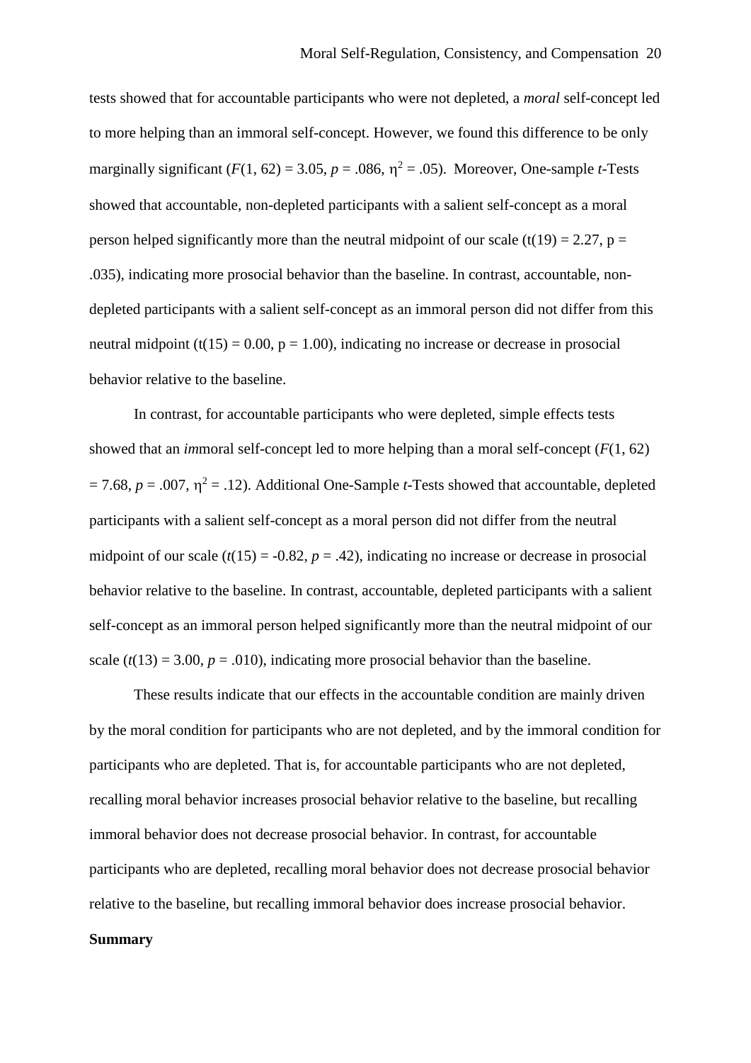tests showed that for accountable participants who were not depleted, a *moral* self-concept led to more helping than an immoral self-concept. However, we found this difference to be only marginally significant ($F(1, 62) = 3.05$, $p = .086$, $\eta^2 = .05$). Moreover, One-sample *t*-Tests showed that accountable, non-depleted participants with a salient self-concept as a moral person helped significantly more than the neutral midpoint of our scale ($t(19) = 2.27$, $p = .035$), indicating more prosocial behavior than the baseline. In contrast, accountable, non-depleted participants with a salient self-concept as an immoral person did not differ from this neutral midpoint ($t(15) = 0.00$, $p = 1.00$), indicating no increase or decrease in prosocial behavior relative to the baseline.

In contrast, for accountable participants who were depleted, simple effects tests showed that an *im*moral self-concept led to more helping than a moral self-concept ($F(1, 62) = 7.68$, $p = .007$, $\eta^2 = .12$). Additional One-Sample *t*-Tests showed that accountable, depleted participants with a salient self-concept as a moral person did not differ from the neutral midpoint of our scale ($t(15) = -0.82$, $p = .42$), indicating no increase or decrease in prosocial behavior relative to the baseline. In contrast, accountable, depleted participants with a salient self-concept as an immoral person helped significantly more than the neutral midpoint of our scale ($t(13) = 3.00$, $p = .010$), indicating more prosocial behavior than the baseline.

These results indicate that our effects in the accountable condition are mainly driven by the moral condition for participants who are not depleted, and by the immoral condition for participants who are depleted. That is, for accountable participants who are not depleted, recalling moral behavior increases prosocial behavior relative to the baseline, but recalling immoral behavior does not decrease prosocial behavior. In contrast, for accountable participants who are depleted, recalling moral behavior does not decrease prosocial behavior relative to the baseline, but recalling immoral behavior does increase prosocial behavior.

**Summary**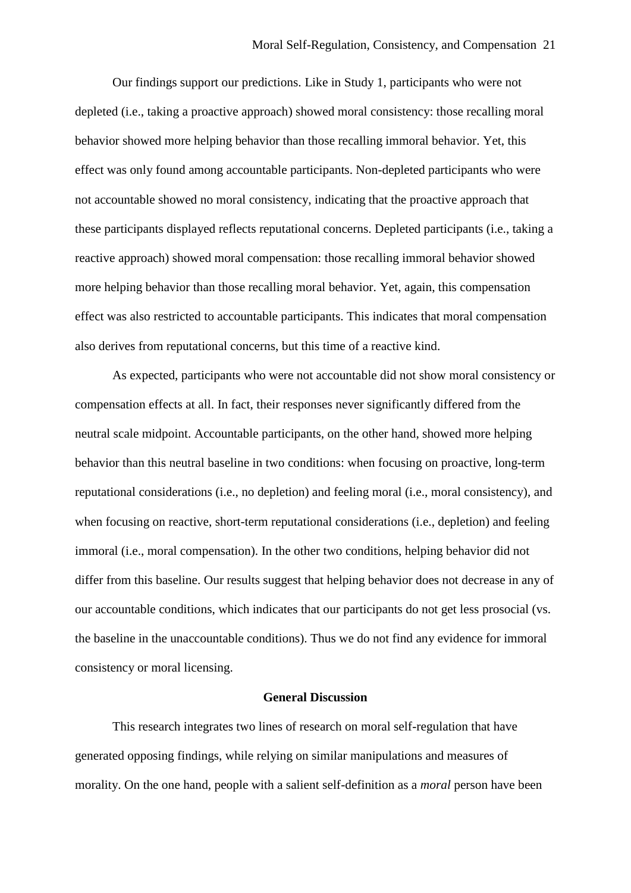Our findings support our predictions. Like in Study 1, participants who were not depleted (i.e., taking a proactive approach) showed moral consistency: those recalling moral behavior showed more helping behavior than those recalling immoral behavior. Yet, this effect was only found among accountable participants. Non-depleted participants who were not accountable showed no moral consistency, indicating that the proactive approach that these participants displayed reflects reputational concerns. Depleted participants (i.e., taking a reactive approach) showed moral compensation: those recalling immoral behavior showed more helping behavior than those recalling moral behavior. Yet, again, this compensation effect was also restricted to accountable participants. This indicates that moral compensation also derives from reputational concerns, but this time of a reactive kind.

As expected, participants who were not accountable did not show moral consistency or compensation effects at all. In fact, their responses never significantly differed from the neutral scale midpoint. Accountable participants, on the other hand, showed more helping behavior than this neutral baseline in two conditions: when focusing on proactive, long-term reputational considerations (i.e., no depletion) and feeling moral (i.e., moral consistency), and when focusing on reactive, short-term reputational considerations (i.e., depletion) and feeling immoral (i.e., moral compensation). In the other two conditions, helping behavior did not differ from this baseline. Our results suggest that helping behavior does not decrease in any of our accountable conditions, which indicates that our participants do not get less prosocial (vs. the baseline in the unaccountable conditions). Thus we do not find any evidence for immoral consistency or moral licensing.

## General Discussion

This research integrates two lines of research on moral self-regulation that have generated opposing findings, while relying on similar manipulations and measures of morality. On the one hand, people with a salient self-definition as a *moral* person have been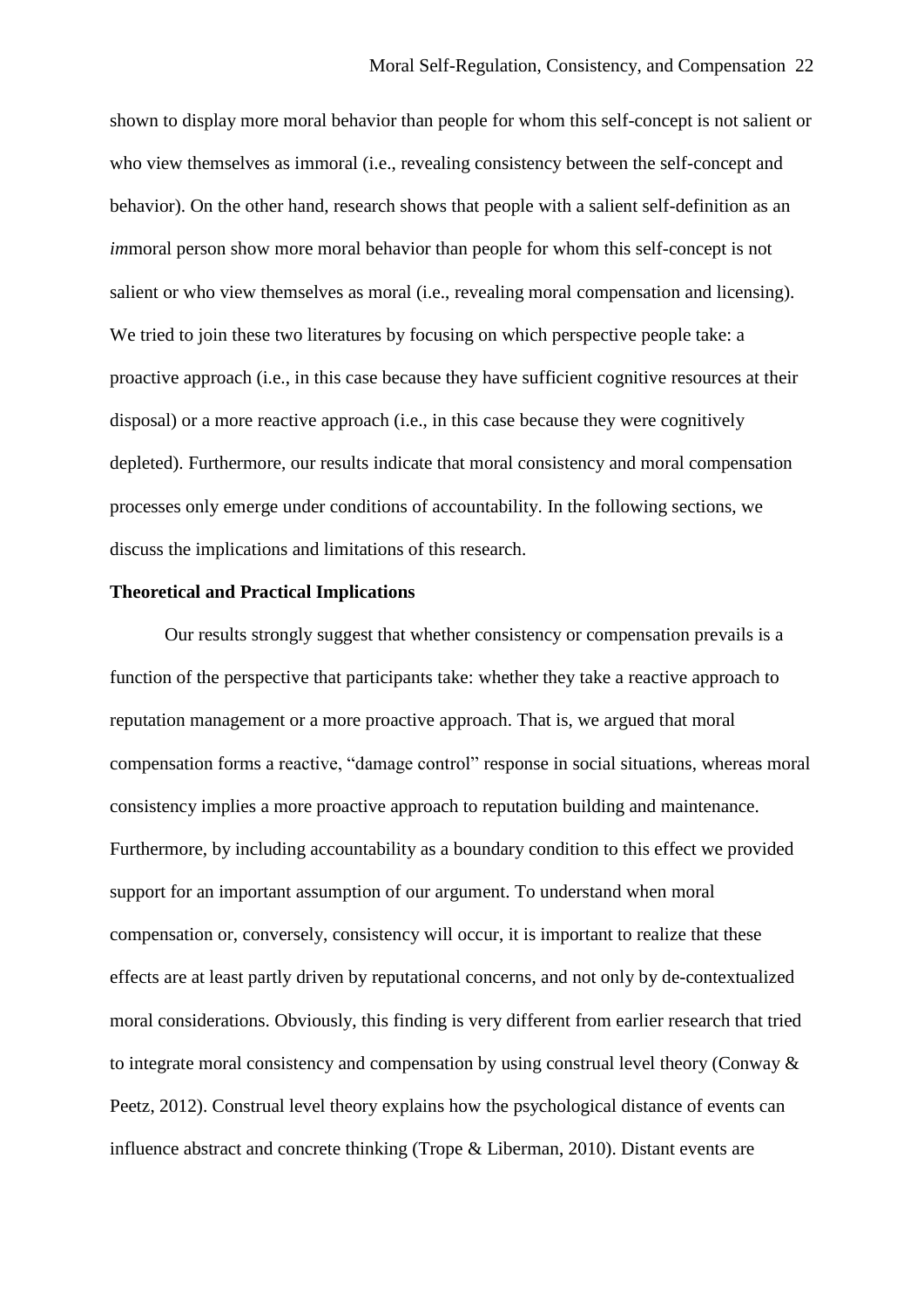shown to display more moral behavior than people for whom this self-concept is not salient or who view themselves as immoral (i.e., revealing consistency between the self-concept and behavior). On the other hand, research shows that people with a salient self-definition as an *im*moral person show more moral behavior than people for whom this self-concept is not salient or who view themselves as moral (i.e., revealing moral compensation and licensing). We tried to join these two literatures by focusing on which perspective people take: a proactive approach (i.e., in this case because they have sufficient cognitive resources at their disposal) or a more reactive approach (i.e., in this case because they were cognitively depleted). Furthermore, our results indicate that moral consistency and moral compensation processes only emerge under conditions of accountability. In the following sections, we discuss the implications and limitations of this research.

**Theoretical and Practical Implications**

Our results strongly suggest that whether consistency or compensation prevails is a function of the perspective that participants take: whether they take a reactive approach to reputation management or a more proactive approach. That is, we argued that moral compensation forms a reactive, "damage control" response in social situations, whereas moral consistency implies a more proactive approach to reputation building and maintenance. Furthermore, by including accountability as a boundary condition to this effect we provided support for an important assumption of our argument. To understand when moral compensation or, conversely, consistency will occur, it is important to realize that these effects are at least partly driven by reputational concerns, and not only by de-contextualized moral considerations. Obviously, this finding is very different from earlier research that tried to integrate moral consistency and compensation by using construal level theory (Conway & Peetz, 2012). Construal level theory explains how the psychological distance of events can influence abstract and concrete thinking (Trope & Liberman, 2010). Distant events are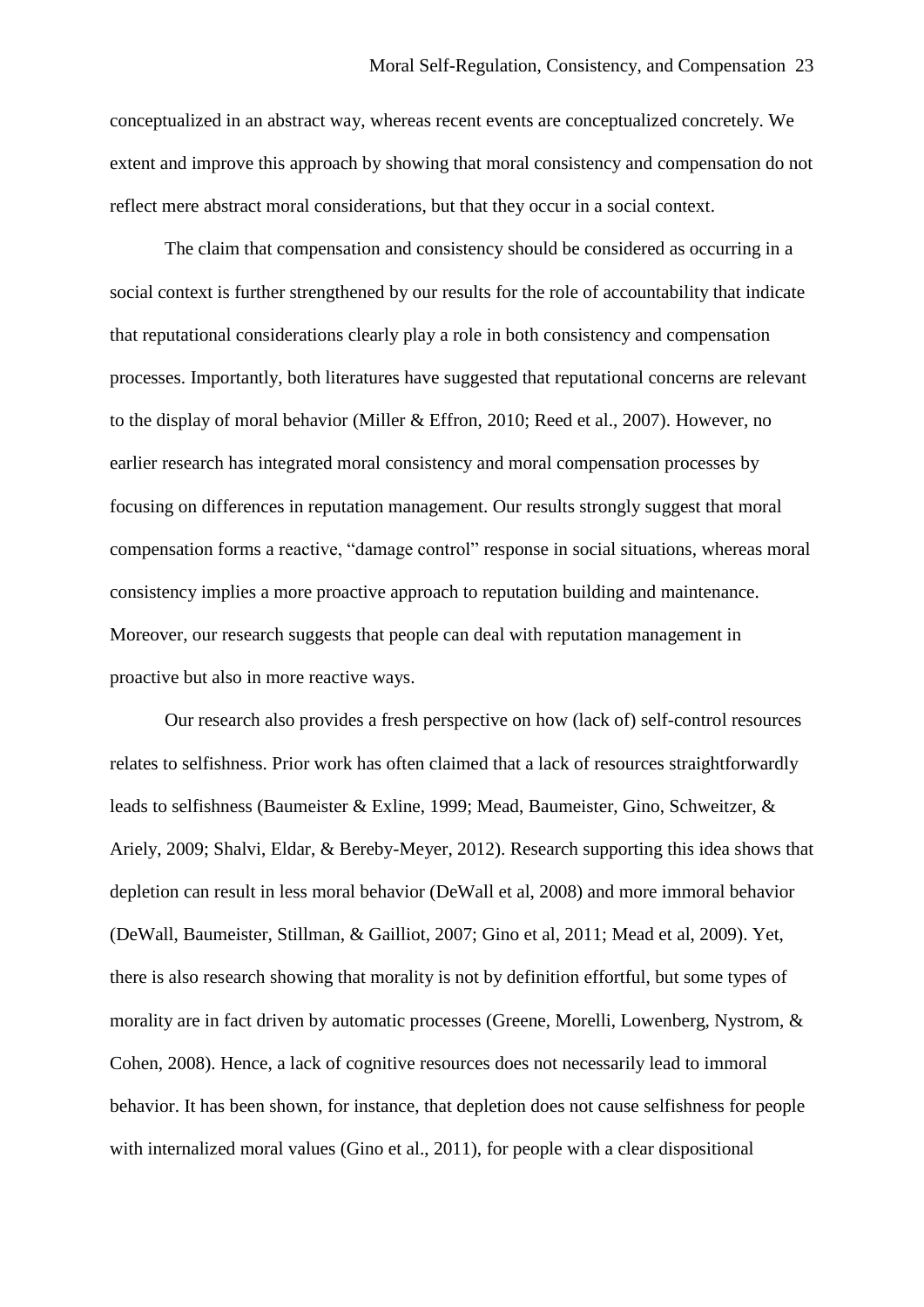conceptualized in an abstract way, whereas recent events are conceptualized concretely. We extent and improve this approach by showing that moral consistency and compensation do not reflect mere abstract moral considerations, but that they occur in a social context.

The claim that compensation and consistency should be considered as occurring in a social context is further strengthened by our results for the role of accountability that indicate that reputational considerations clearly play a role in both consistency and compensation processes. Importantly, both literatures have suggested that reputational concerns are relevant to the display of moral behavior (Miller & Effron, 2010; Reed et al., 2007). However, no earlier research has integrated moral consistency and moral compensation processes by focusing on differences in reputation management. Our results strongly suggest that moral compensation forms a reactive, “damage control” response in social situations, whereas moral consistency implies a more proactive approach to reputation building and maintenance. Moreover, our research suggests that people can deal with reputation management in proactive but also in more reactive ways.

Our research also provides a fresh perspective on how (lack of) self-control resources relates to selfishness. Prior work has often claimed that a lack of resources straightforwardly leads to selfishness (Baumeister & Exline, 1999; Mead, Baumeister, Gino, Schweitzer, & Ariely, 2009; Shalvi, Eldar, & Bereby-Meyer, 2012). Research supporting this idea shows that depletion can result in less moral behavior (DeWall et al, 2008) and more immoral behavior (DeWall, Baumeister, Stillman, & Gailliot, 2007; Gino et al, 2011; Mead et al, 2009). Yet, there is also research showing that morality is not by definition effortful, but some types of morality are in fact driven by automatic processes (Greene, Morelli, Lowenberg, Nystrom, & Cohen, 2008). Hence, a lack of cognitive resources does not necessarily lead to immoral behavior. It has been shown, for instance, that depletion does not cause selfishness for people with internalized moral values (Gino et al., 2011), for people with a clear dispositional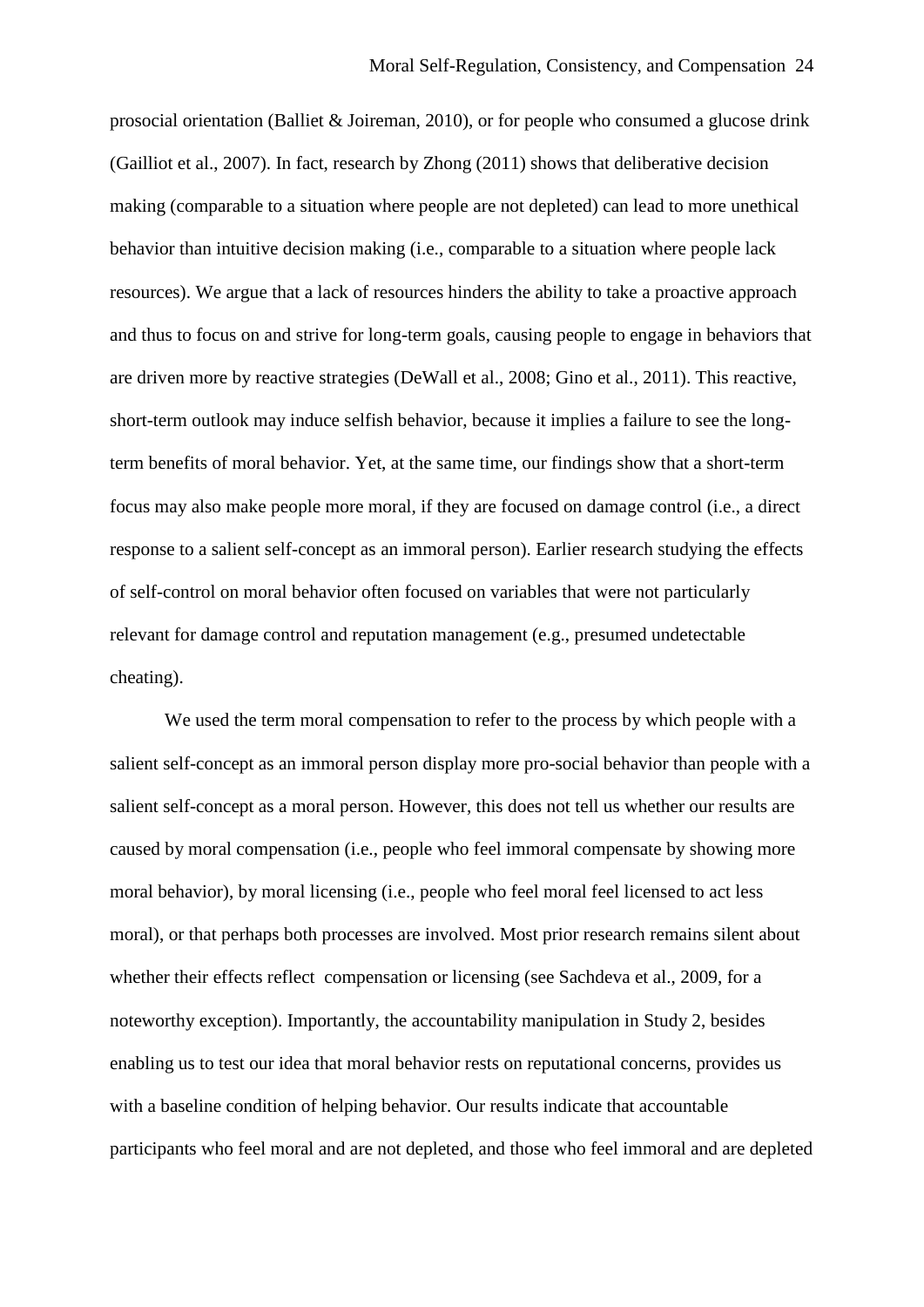prosocial orientation (Balliet & Joireman, 2010), or for people who consumed a glucose drink (Gailliot et al., 2007). In fact, research by Zhong (2011) shows that deliberative decision making (comparable to a situation where people are not depleted) can lead to more unethical behavior than intuitive decision making (i.e., comparable to a situation where people lack resources). We argue that a lack of resources hinders the ability to take a proactive approach and thus to focus on and strive for long-term goals, causing people to engage in behaviors that are driven more by reactive strategies (DeWall et al., 2008; Gino et al., 2011). This reactive, short-term outlook may induce selfish behavior, because it implies a failure to see the long-term benefits of moral behavior. Yet, at the same time, our findings show that a short-term focus may also make people more moral, if they are focused on damage control (i.e., a direct response to a salient self-concept as an immoral person). Earlier research studying the effects of self-control on moral behavior often focused on variables that were not particularly relevant for damage control and reputation management (e.g., presumed undetectable cheating).

We used the term moral compensation to refer to the process by which people with a salient self-concept as an immoral person display more pro-social behavior than people with a salient self-concept as a moral person. However, this does not tell us whether our results are caused by moral compensation (i.e., people who feel immoral compensate by showing more moral behavior), by moral licensing (i.e., people who feel moral feel licensed to act less moral), or that perhaps both processes are involved. Most prior research remains silent about whether their effects reflect compensation or licensing (see Sachdeva et al., 2009, for a noteworthy exception). Importantly, the accountability manipulation in Study 2, besides enabling us to test our idea that moral behavior rests on reputational concerns, provides us with a baseline condition of helping behavior. Our results indicate that accountable participants who feel moral and are not depleted, and those who feel immoral and are depleted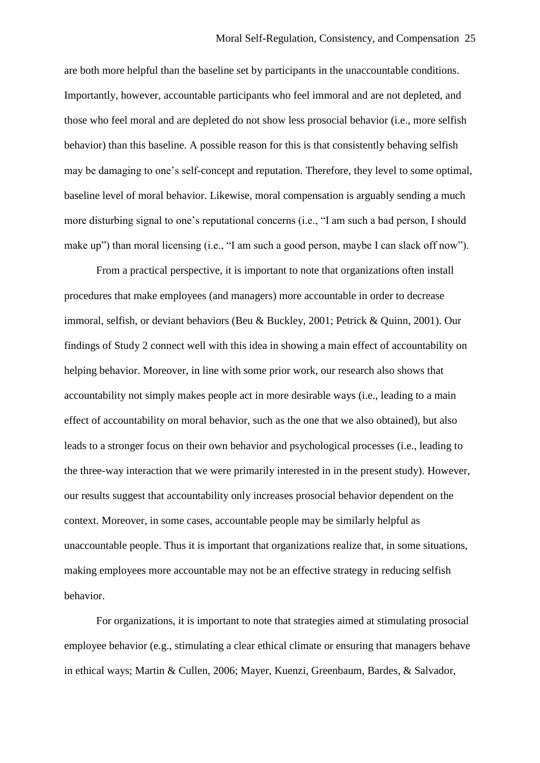are both more helpful than the baseline set by participants in the unaccountable conditions. Importantly, however, accountable participants who feel immoral and are not depleted, and those who feel moral and are depleted do not show less prosocial behavior (i.e., more selfish behavior) than this baseline. A possible reason for this is that consistently behaving selfish may be damaging to one's self-concept and reputation. Therefore, they level to some optimal, baseline level of moral behavior. Likewise, moral compensation is arguably sending a much more disturbing signal to one's reputational concerns (i.e., "I am such a bad person, I should make up") than moral licensing (i.e., "I am such a good person, maybe I can slack off now").

From a practical perspective, it is important to note that organizations often install procedures that make employees (and managers) more accountable in order to decrease immoral, selfish, or deviant behaviors (Beu & Buckley, 2001; Petrick & Quinn, 2001). Our findings of Study 2 connect well with this idea in showing a main effect of accountability on helping behavior. Moreover, in line with some prior work, our research also shows that accountability not simply makes people act in more desirable ways (i.e., leading to a main effect of accountability on moral behavior, such as the one that we also obtained), but also leads to a stronger focus on their own behavior and psychological processes (i.e., leading to the three-way interaction that we were primarily interested in in the present study). However, our results suggest that accountability only increases prosocial behavior dependent on the context. Moreover, in some cases, accountable people may be similarly helpful as unaccountable people. Thus it is important that organizations realize that, in some situations, making employees more accountable may not be an effective strategy in reducing selfish behavior.

For organizations, it is important to note that strategies aimed at stimulating prosocial employee behavior (e.g., stimulating a clear ethical climate or ensuring that managers behave in ethical ways; Martin & Cullen, 2006; Mayer, Kuenzi, Greenbaum, Bardes, & Salvador,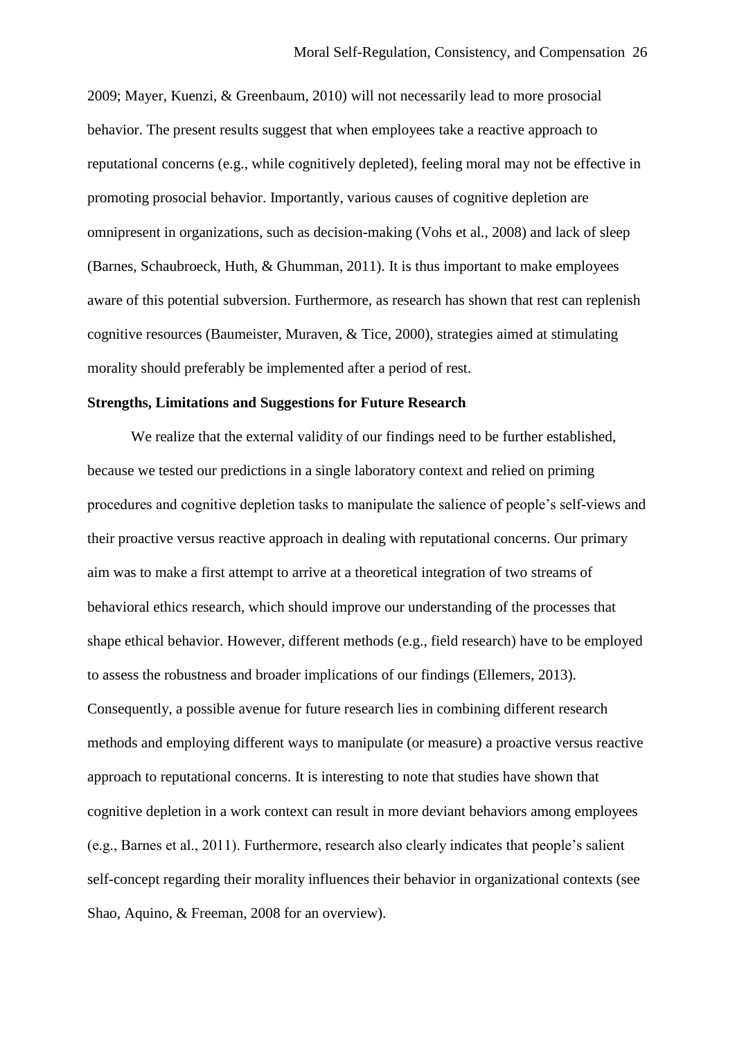2009; Mayer, Kuenzi, & Greenbaum, 2010) will not necessarily lead to more prosocial behavior. The present results suggest that when employees take a reactive approach to reputational concerns (e.g., while cognitively depleted), feeling moral may not be effective in promoting prosocial behavior. Importantly, various causes of cognitive depletion are omnipresent in organizations, such as decision-making (Vohs et al., 2008) and lack of sleep (Barnes, Schaubroeck, Huth, & Ghumman, 2011). It is thus important to make employees aware of this potential subversion. Furthermore, as research has shown that rest can replenish cognitive resources (Baumeister, Muraven, & Tice, 2000), strategies aimed at stimulating morality should preferably be implemented after a period of rest.

**Strengths, Limitations and Suggestions for Future Research**

We realize that the external validity of our findings need to be further established, because we tested our predictions in a single laboratory context and relied on priming procedures and cognitive depletion tasks to manipulate the salience of people's self-views and their proactive versus reactive approach in dealing with reputational concerns. Our primary aim was to make a first attempt to arrive at a theoretical integration of two streams of behavioral ethics research, which should improve our understanding of the processes that shape ethical behavior. However, different methods (e.g., field research) have to be employed to assess the robustness and broader implications of our findings (Ellemers, 2013). Consequently, a possible avenue for future research lies in combining different research methods and employing different ways to manipulate (or measure) a proactive versus reactive approach to reputational concerns. It is interesting to note that studies have shown that cognitive depletion in a work context can result in more deviant behaviors among employees (e.g., Barnes et al., 2011). Furthermore, research also clearly indicates that people's salient self-concept regarding their morality influences their behavior in organizational contexts (see Shao, Aquino, & Freeman, 2008 for an overview).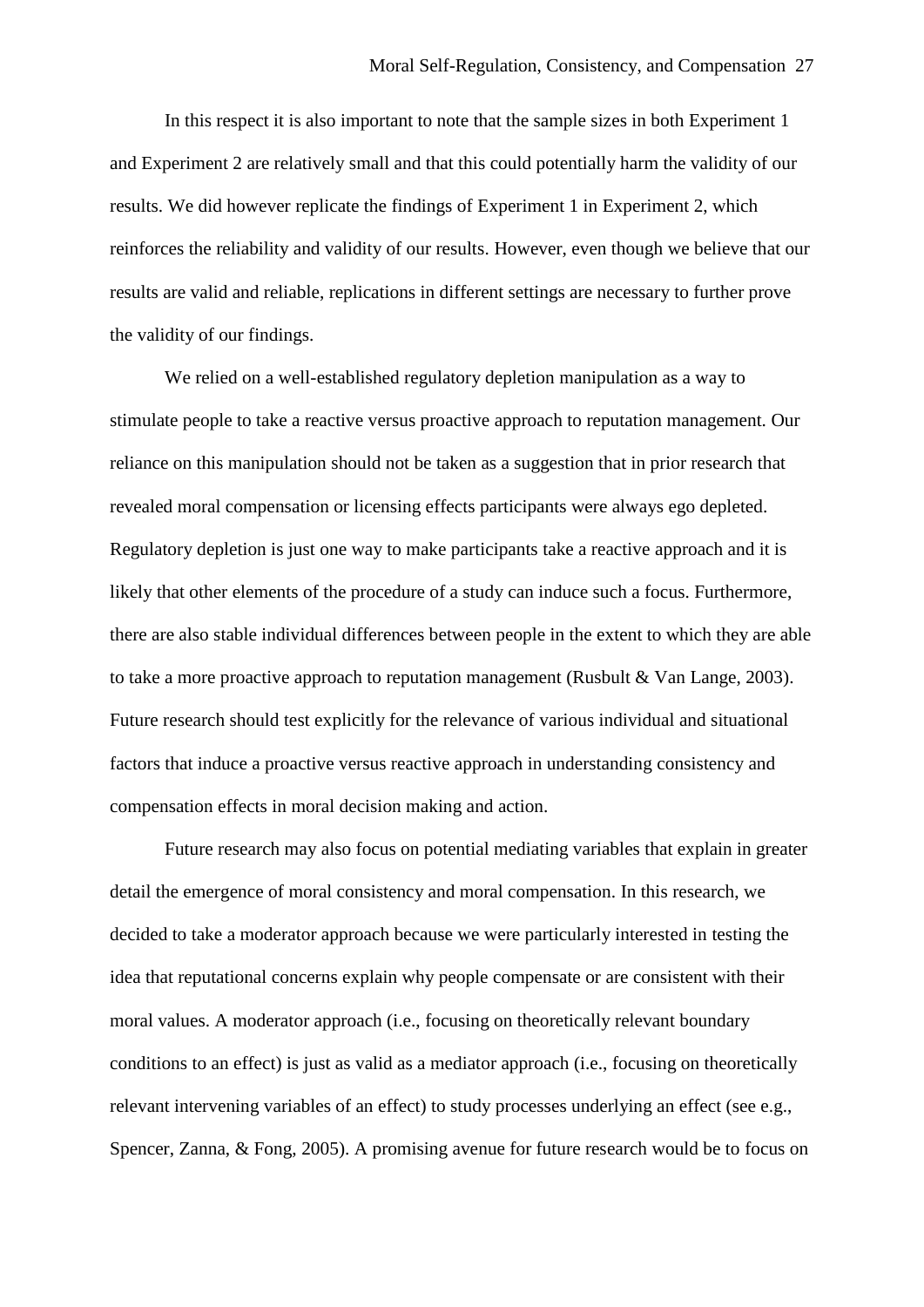In this respect it is also important to note that the sample sizes in both Experiment 1 and Experiment 2 are relatively small and that this could potentially harm the validity of our results. We did however replicate the findings of Experiment 1 in Experiment 2, which reinforces the reliability and validity of our results. However, even though we believe that our results are valid and reliable, replications in different settings are necessary to further prove the validity of our findings.

We relied on a well-established regulatory depletion manipulation as a way to stimulate people to take a reactive versus proactive approach to reputation management. Our reliance on this manipulation should not be taken as a suggestion that in prior research that revealed moral compensation or licensing effects participants were always ego depleted. Regulatory depletion is just one way to make participants take a reactive approach and it is likely that other elements of the procedure of a study can induce such a focus. Furthermore, there are also stable individual differences between people in the extent to which they are able to take a more proactive approach to reputation management (Rusbult & Van Lange, 2003). Future research should test explicitly for the relevance of various individual and situational factors that induce a proactive versus reactive approach in understanding consistency and compensation effects in moral decision making and action.

Future research may also focus on potential mediating variables that explain in greater detail the emergence of moral consistency and moral compensation. In this research, we decided to take a moderator approach because we were particularly interested in testing the idea that reputational concerns explain why people compensate or are consistent with their moral values. A moderator approach (i.e., focusing on theoretically relevant boundary conditions to an effect) is just as valid as a mediator approach (i.e., focusing on theoretically relevant intervening variables of an effect) to study processes underlying an effect (see e.g., Spencer, Zanna, & Fong, 2005). A promising avenue for future research would be to focus on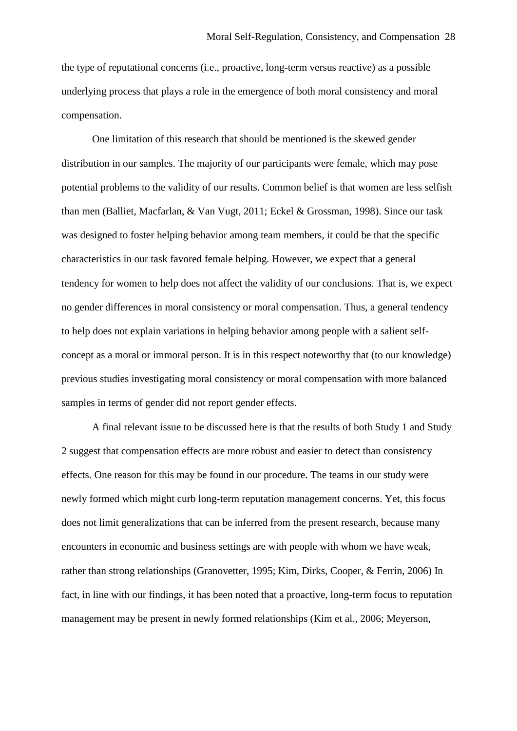the type of reputational concerns (i.e., proactive, long-term versus reactive) as a possible underlying process that plays a role in the emergence of both moral consistency and moral compensation.

One limitation of this research that should be mentioned is the skewed gender distribution in our samples. The majority of our participants were female, which may pose potential problems to the validity of our results. Common belief is that women are less selfish than men (Balliet, Macfarlan, & Van Vugt, 2011; Eckel & Grossman, 1998). Since our task was designed to foster helping behavior among team members, it could be that the specific characteristics in our task favored female helping. However, we expect that a general tendency for women to help does not affect the validity of our conclusions. That is, we expect no gender differences in moral consistency or moral compensation. Thus, a general tendency to help does not explain variations in helping behavior among people with a salient self-concept as a moral or immoral person. It is in this respect noteworthy that (to our knowledge) previous studies investigating moral consistency or moral compensation with more balanced samples in terms of gender did not report gender effects.

A final relevant issue to be discussed here is that the results of both Study 1 and Study 2 suggest that compensation effects are more robust and easier to detect than consistency effects. One reason for this may be found in our procedure. The teams in our study were newly formed which might curb long-term reputation management concerns. Yet, this focus does not limit generalizations that can be inferred from the present research, because many encounters in economic and business settings are with people with whom we have weak, rather than strong relationships (Granovetter, 1995; Kim, Dirks, Cooper, & Ferrin, 2006) In fact, in line with our findings, it has been noted that a proactive, long-term focus to reputation management may be present in newly formed relationships (Kim et al., 2006; Meyerson,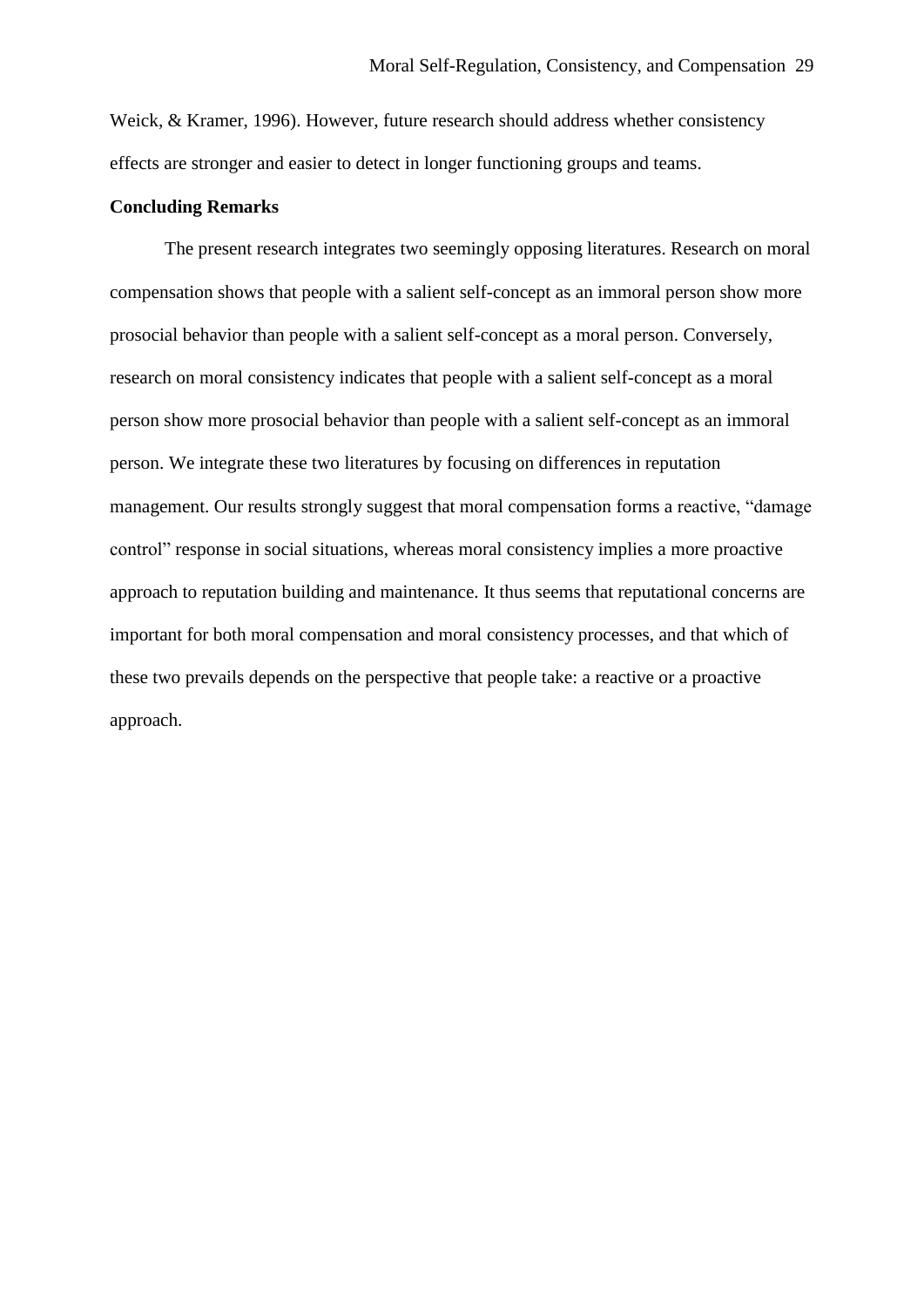Weick, & Kramer, 1996). However, future research should address whether consistency effects are stronger and easier to detect in longer functioning groups and teams.

## Concluding Remarks

The present research integrates two seemingly opposing literatures. Research on moral compensation shows that people with a salient self-concept as an immoral person show more prosocial behavior than people with a salient self-concept as a moral person. Conversely, research on moral consistency indicates that people with a salient self-concept as a moral person show more prosocial behavior than people with a salient self-concept as an immoral person. We integrate these two literatures by focusing on differences in reputation management. Our results strongly suggest that moral compensation forms a reactive, "damage control" response in social situations, whereas moral consistency implies a more proactive approach to reputation building and maintenance. It thus seems that reputational concerns are important for both moral compensation and moral consistency processes, and that which of these two prevails depends on the perspective that people take: a reactive or a proactive approach.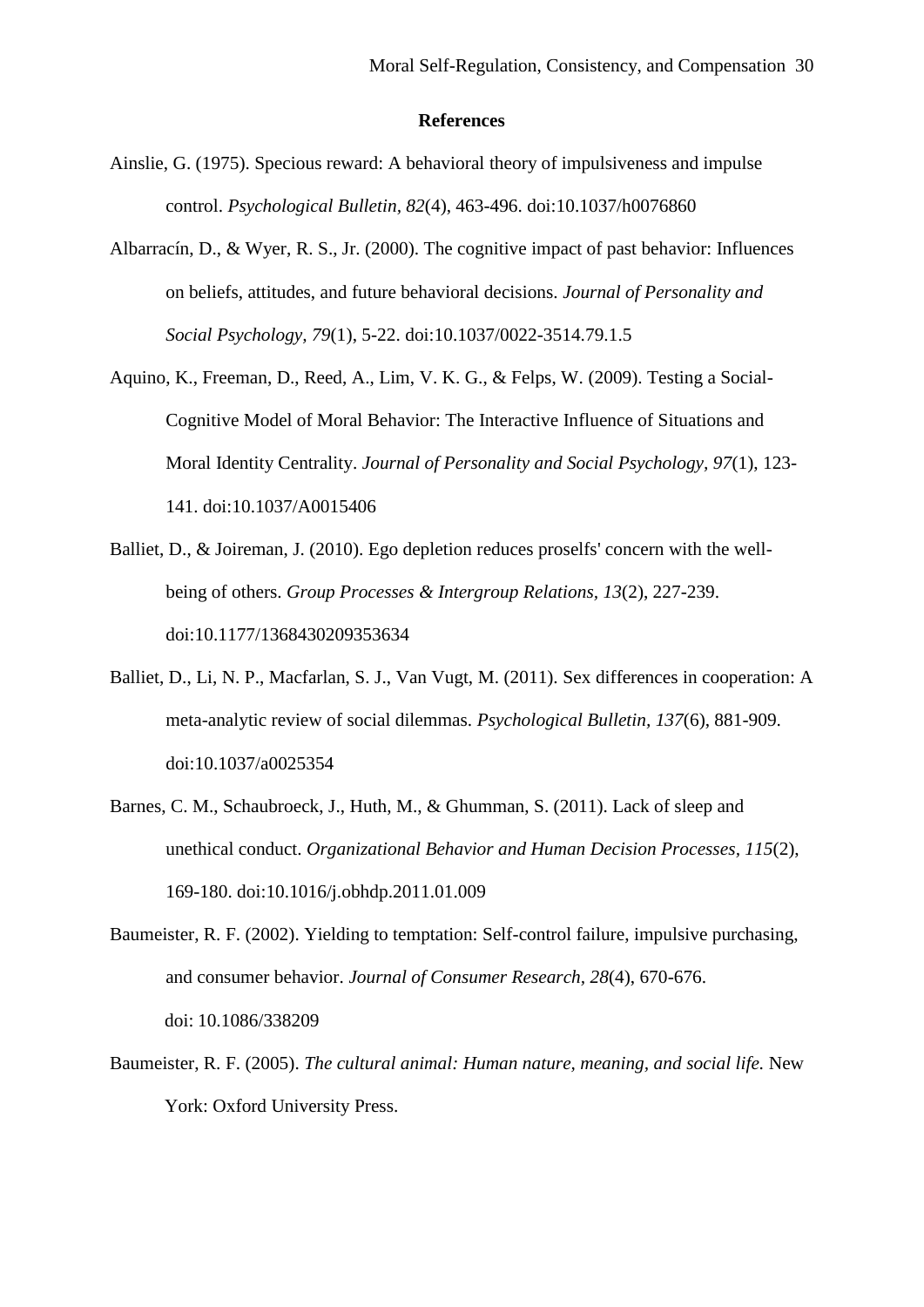# References

Ainslie, G. (1975). Specious reward: A behavioral theory of impulsiveness and impulse control. *Psychological Bulletin, 82*(4), 463-496. doi:10.1037/h0076860

Albarracín, D., & Wyer, R. S., Jr. (2000). The cognitive impact of past behavior: Influences on beliefs, attitudes, and future behavioral decisions. *Journal of Personality and Social Psychology, 79*(1), 5-22. doi:10.1037/0022-3514.79.1.5

Aquino, K., Freeman, D., Reed, A., Lim, V. K. G., & Felps, W. (2009). Testing a Social-Cognitive Model of Moral Behavior: The Interactive Influence of Situations and Moral Identity Centrality. *Journal of Personality and Social Psychology, 97*(1), 123-141. doi:10.1037/A0015406

Balliet, D., & Joireman, J. (2010). Ego depletion reduces proselfs' concern with the well-being of others. *Group Processes & Intergroup Relations, 13*(2), 227-239. doi:10.1177/1368430209353634

Balliet, D., Li, N. P., Macfarlan, S. J., Van Vugt, M. (2011). Sex differences in cooperation: A meta-analytic review of social dilemmas. *Psychological Bulletin, 137*(6), 881-909. doi:10.1037/a0025354

Barnes, C. M., Schaubroeck, J., Huth, M., & Ghumman, S. (2011). Lack of sleep and unethical conduct. *Organizational Behavior and Human Decision Processes, 115*(2), 169-180. doi:10.1016/j.obhdp.2011.01.009

Baumeister, R. F. (2002). Yielding to temptation: Self-control failure, impulsive purchasing, and consumer behavior. *Journal of Consumer Research, 28*(4), 670-676. doi: 10.1086/338209

Baumeister, R. F. (2005). *The cultural animal: Human nature, meaning, and social life.* New York: Oxford University Press.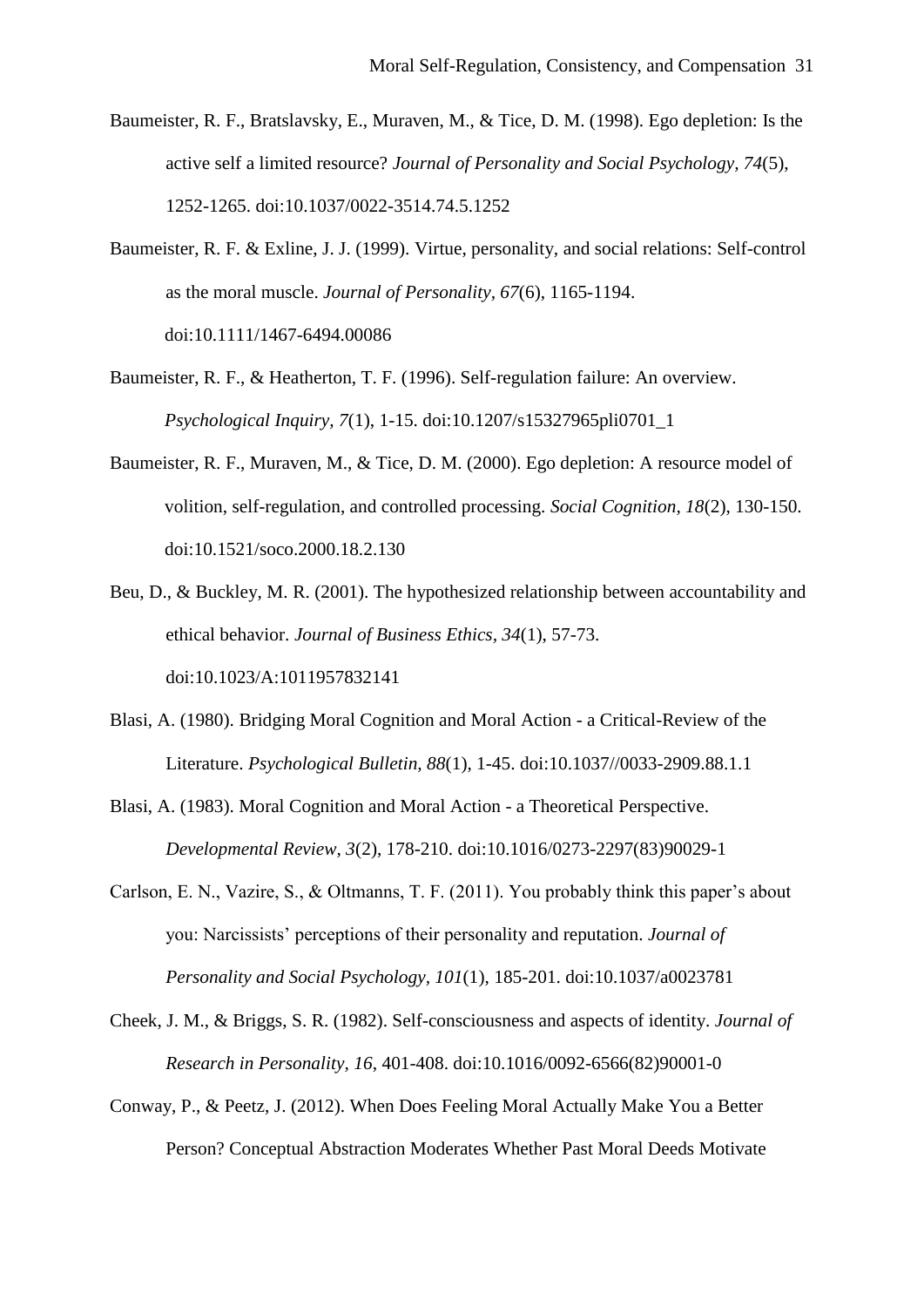Baumeister, R. F., Bratslavsky, E., Muraven, M., & Tice, D. M. (1998). Ego depletion: Is the active self a limited resource? *Journal of Personality and Social Psychology, 74*(5), 1252-1265. doi:10.1037/0022-3514.74.5.1252

Baumeister, R. F. & Exline, J. J. (1999). Virtue, personality, and social relations: Self-control as the moral muscle. *Journal of Personality, 67*(6), 1165-1194. doi:10.1111/1467-6494.00086

Baumeister, R. F., & Heatherton, T. F. (1996). Self-regulation failure: An overview. *Psychological Inquiry, 7*(1), 1-15. doi:10.1207/s15327965pli0701_1

Baumeister, R. F., Muraven, M., & Tice, D. M. (2000). Ego depletion: A resource model of volition, self-regulation, and controlled processing. *Social Cognition, 18*(2), 130-150. doi:10.1521/soco.2000.18.2.130

Beu, D., & Buckley, M. R. (2001). The hypothesized relationship between accountability and ethical behavior. *Journal of Business Ethics, 34*(1), 57-73. doi:10.1023/A:1011957832141

Blasi, A. (1980). Bridging Moral Cognition and Moral Action - a Critical-Review of the Literature. *Psychological Bulletin, 88*(1), 1-45. doi:10.1037//0033-2909.88.1.1

Blasi, A. (1983). Moral Cognition and Moral Action - a Theoretical Perspective. *Developmental Review*, *3*(2), 178-210. doi:10.1016/0273-2297(83)90029-1

Carlson, E. N., Vazire, S., & Oltmanns, T. F. (2011). You probably think this paper's about you: Narcissists' perceptions of their personality and reputation. *Journal of Personality and Social Psychology, 101*(1), 185-201. doi:10.1037/a0023781

Cheek, J. M., & Briggs, S. R. (1982). Self-consciousness and aspects of identity. *Journal of Research in Personality, 16*, 401-408. doi:10.1016/0092-6566(82)90001-0

Conway, P., & Peetz, J. (2012). When Does Feeling Moral Actually Make You a Better Person? Conceptual Abstraction Moderates Whether Past Moral Deeds Motivate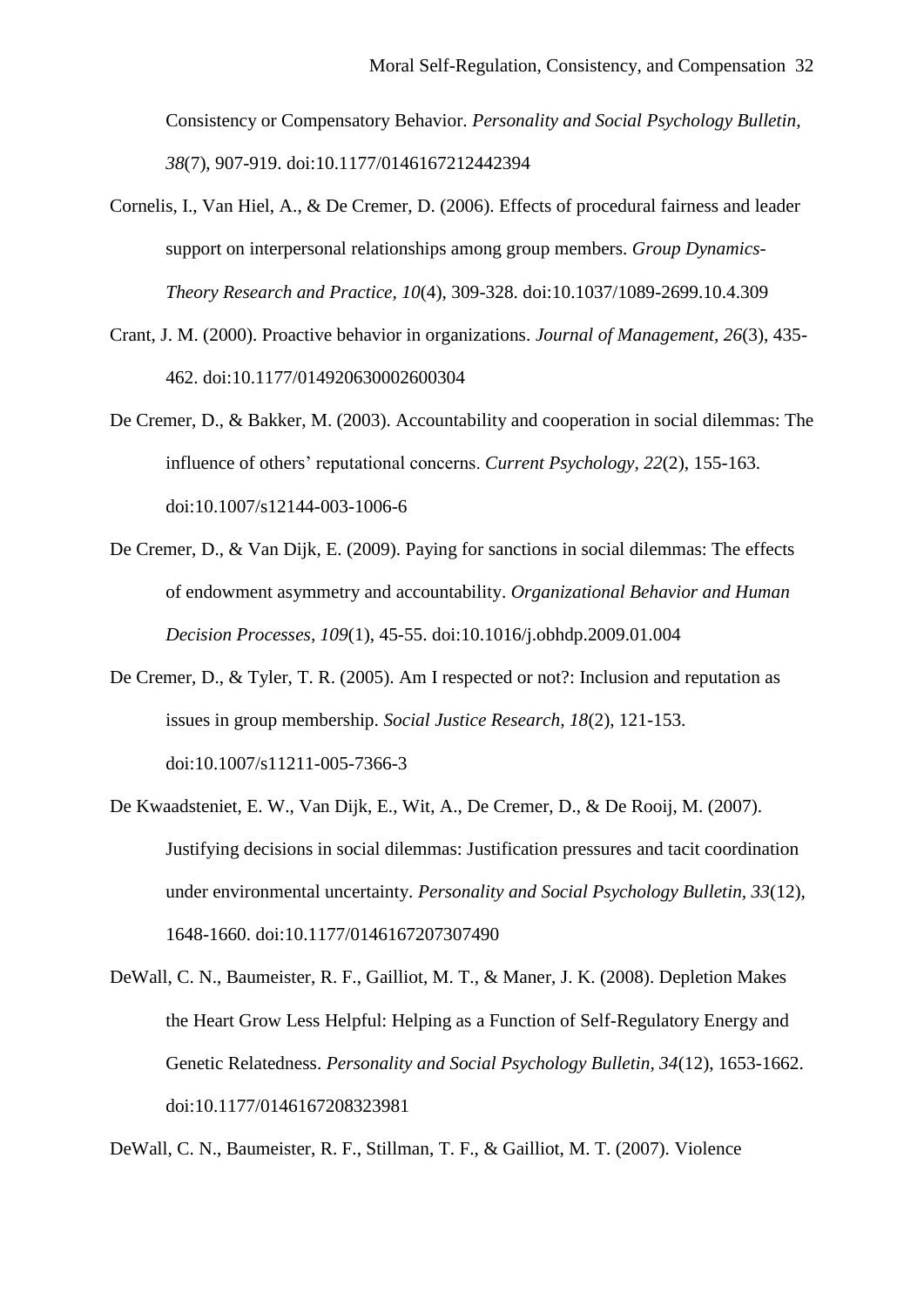Consistency or Compensatory Behavior. *Personality and Social Psychology Bulletin, 38*(7), 907-919. doi:10.1177/0146167212442394

Cornelis, I., Van Hiel, A., & De Cremer, D. (2006). Effects of procedural fairness and leader support on interpersonal relationships among group members. *Group Dynamics-Theory Research and Practice, 10*(4), 309-328. doi:10.1037/1089-2699.10.4.309

Crant, J. M. (2000). Proactive behavior in organizations. *Journal of Management, 26*(3), 435-462. doi:10.1177/014920630002600304

De Cremer, D., & Bakker, M. (2003). Accountability and cooperation in social dilemmas: The influence of others' reputational concerns. *Current Psychology, 22*(2), 155-163. doi:10.1007/s12144-003-1006-6

De Cremer, D., & Van Dijk, E. (2009). Paying for sanctions in social dilemmas: The effects of endowment asymmetry and accountability. *Organizational Behavior and Human Decision Processes, 109*(1), 45-55. doi:10.1016/j.obhdp.2009.01.004

De Cremer, D., & Tyler, T. R. (2005). Am I respected or not?: Inclusion and reputation as issues in group membership. *Social Justice Research, 18*(2), 121-153. doi:10.1007/s11211-005-7366-3

De Kwaadsteniet, E. W., Van Dijk, E., Wit, A., De Cremer, D., & De Rooij, M. (2007). Justifying decisions in social dilemmas: Justification pressures and tacit coordination under environmental uncertainty. *Personality and Social Psychology Bulletin, 33*(12), 1648-1660. doi:10.1177/0146167207307490

DeWall, C. N., Baumeister, R. F., Gailliot, M. T., & Maner, J. K. (2008). Depletion Makes the Heart Grow Less Helpful: Helping as a Function of Self-Regulatory Energy and Genetic Relatedness. *Personality and Social Psychology Bulletin, 34*(12), 1653-1662. doi:10.1177/0146167208323981

DeWall, C. N., Baumeister, R. F., Stillman, T. F., & Gailliot, M. T. (2007). Violence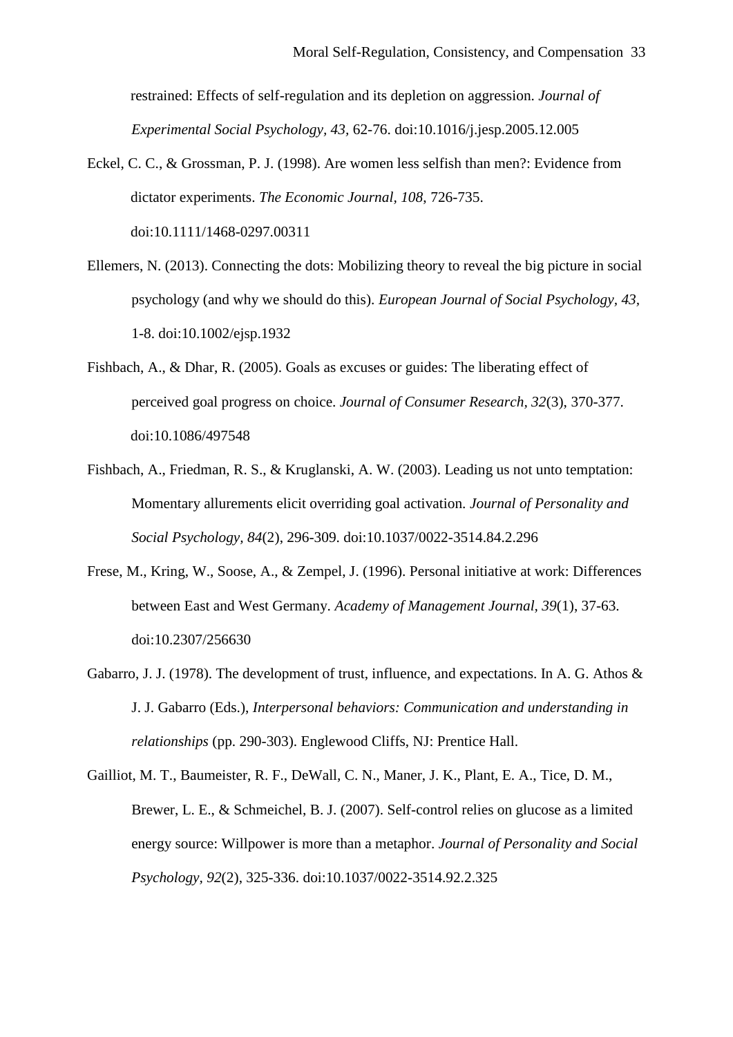restrained: Effects of self-regulation and its depletion on aggression. *Journal of Experimental Social Psychology, 43*, 62-76. doi:10.1016/j.jesp.2005.12.005

Eckel, C. C., & Grossman, P. J. (1998). Are women less selfish than men?: Evidence from dictator experiments. *The Economic Journal, 108*, 726-735. doi:10.1111/1468-0297.00311

Ellemers, N. (2013). Connecting the dots: Mobilizing theory to reveal the big picture in social psychology (and why we should do this). *European Journal of Social Psychology, 43*, 1-8. doi:10.1002/ejsp.1932

Fishbach, A., & Dhar, R. (2005). Goals as excuses or guides: The liberating effect of perceived goal progress on choice. *Journal of Consumer Research, 32*(3), 370-377. doi:10.1086/497548

Fishbach, A., Friedman, R. S., & Kruglanski, A. W. (2003). Leading us not unto temptation: Momentary allurements elicit overriding goal activation. *Journal of Personality and Social Psychology, 84*(2), 296-309. doi:10.1037/0022-3514.84.2.296

Frese, M., Kring, W., Soose, A., & Zempel, J. (1996). Personal initiative at work: Differences between East and West Germany. *Academy of Management Journal, 39*(1), 37-63. doi:10.2307/256630

Gabarro, J. J. (1978). The development of trust, influence, and expectations. In A. G. Athos & J. J. Gabarro (Eds.), *Interpersonal behaviors: Communication and understanding in relationships* (pp. 290-303). Englewood Cliffs, NJ: Prentice Hall.

Gailliot, M. T., Baumeister, R. F., DeWall, C. N., Maner, J. K., Plant, E. A., Tice, D. M., Brewer, L. E., & Schmeichel, B. J. (2007). Self-control relies on glucose as a limited energy source: Willpower is more than a metaphor. *Journal of Personality and Social Psychology, 92*(2), 325-336. doi:10.1037/0022-3514.92.2.325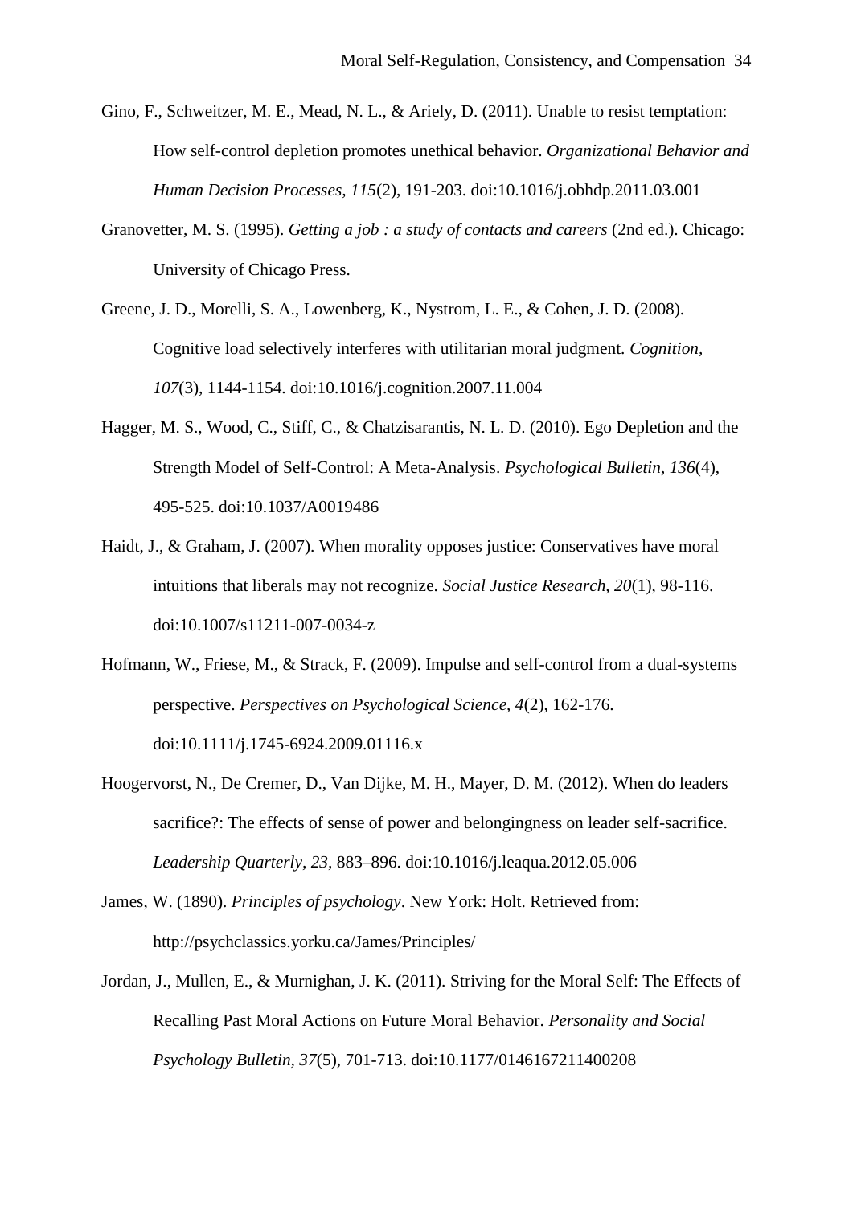Gino, F., Schweitzer, M. E., Mead, N. L., & Ariely, D. (2011). Unable to resist temptation: How self-control depletion promotes unethical behavior. *Organizational Behavior and Human Decision Processes, 115*(2), 191-203. doi:10.1016/j.obhdp.2011.03.001

Granovetter, M. S. (1995). *Getting a job : a study of contacts and careers* (2nd ed.). Chicago: University of Chicago Press.

Greene, J. D., Morelli, S. A., Lowenberg, K., Nystrom, L. E., & Cohen, J. D. (2008). Cognitive load selectively interferes with utilitarian moral judgment. *Cognition, 107*(3), 1144-1154. doi:10.1016/j.cognition.2007.11.004

Hagger, M. S., Wood, C., Stiff, C., & Chatzisarantis, N. L. D. (2010). Ego Depletion and the Strength Model of Self-Control: A Meta-Analysis. *Psychological Bulletin, 136*(4), 495-525. doi:10.1037/A0019486

Haidt, J., & Graham, J. (2007). When morality opposes justice: Conservatives have moral intuitions that liberals may not recognize. *Social Justice Research, 20*(1), 98-116. doi:10.1007/s11211-007-0034-z

Hofmann, W., Friese, M., & Strack, F. (2009). Impulse and self-control from a dual-systems perspective. *Perspectives on Psychological Science, 4*(2), 162-176. doi:10.1111/j.1745-6924.2009.01116.x

Hoogervorst, N., De Cremer, D., Van Dijke, M. H., Mayer, D. M. (2012). When do leaders sacrifice?: The effects of sense of power and belongingness on leader self-sacrifice. *Leadership Quarterly, 23*, 883–896. doi:10.1016/j.leaqua.2012.05.006

James, W. (1890). *Principles of psychology*. New York: Holt. Retrieved from: http://psychclassics.yorku.ca/James/Principles/

Jordan, J., Mullen, E., & Murnighan, J. K. (2011). Striving for the Moral Self: The Effects of Recalling Past Moral Actions on Future Moral Behavior. *Personality and Social Psychology Bulletin, 37*(5), 701-713. doi:10.1177/0146167211400208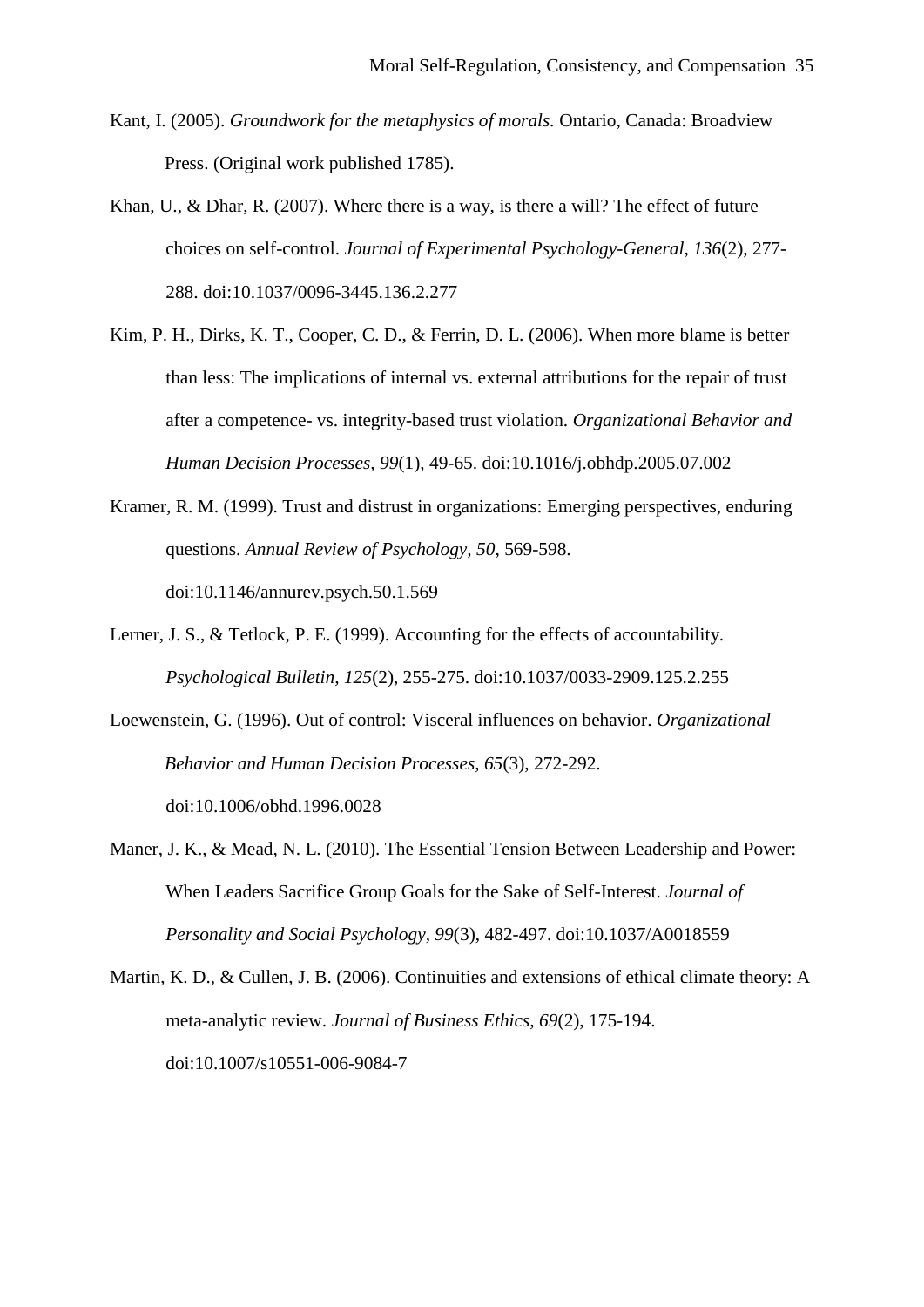Kant, I. (2005). *Groundwork for the metaphysics of morals.* Ontario, Canada: Broadview Press. (Original work published 1785).

Khan, U., & Dhar, R. (2007). Where there is a way, is there a will? The effect of future choices on self-control. *Journal of Experimental Psychology-General, 136*(2), 277-288. doi:10.1037/0096-3445.136.2.277

Kim, P. H., Dirks, K. T., Cooper, C. D., & Ferrin, D. L. (2006). When more blame is better than less: The implications of internal vs. external attributions for the repair of trust after a competence- vs. integrity-based trust violation. *Organizational Behavior and Human Decision Processes, 99*(1), 49-65. doi:10.1016/j.obhdp.2005.07.002

Kramer, R. M. (1999). Trust and distrust in organizations: Emerging perspectives, enduring questions. *Annual Review of Psychology, 50*, 569-598. doi:10.1146/annurev.psych.50.1.569

Lerner, J. S., & Tetlock, P. E. (1999). Accounting for the effects of accountability. *Psychological Bulletin, 125*(2), 255-275. doi:10.1037/0033-2909.125.2.255

Loewenstein, G. (1996). Out of control: Visceral influences on behavior. *Organizational Behavior and Human Decision Processes, 65*(3), 272-292. doi:10.1006/obhd.1996.0028

Maner, J. K., & Mead, N. L. (2010). The Essential Tension Between Leadership and Power: When Leaders Sacrifice Group Goals for the Sake of Self-Interest. *Journal of Personality and Social Psychology, 99*(3), 482-497. doi:10.1037/A0018559

Martin, K. D., & Cullen, J. B. (2006). Continuities and extensions of ethical climate theory: A meta-analytic review. *Journal of Business Ethics, 69*(2), 175-194. doi:10.1007/s10551-006-9084-7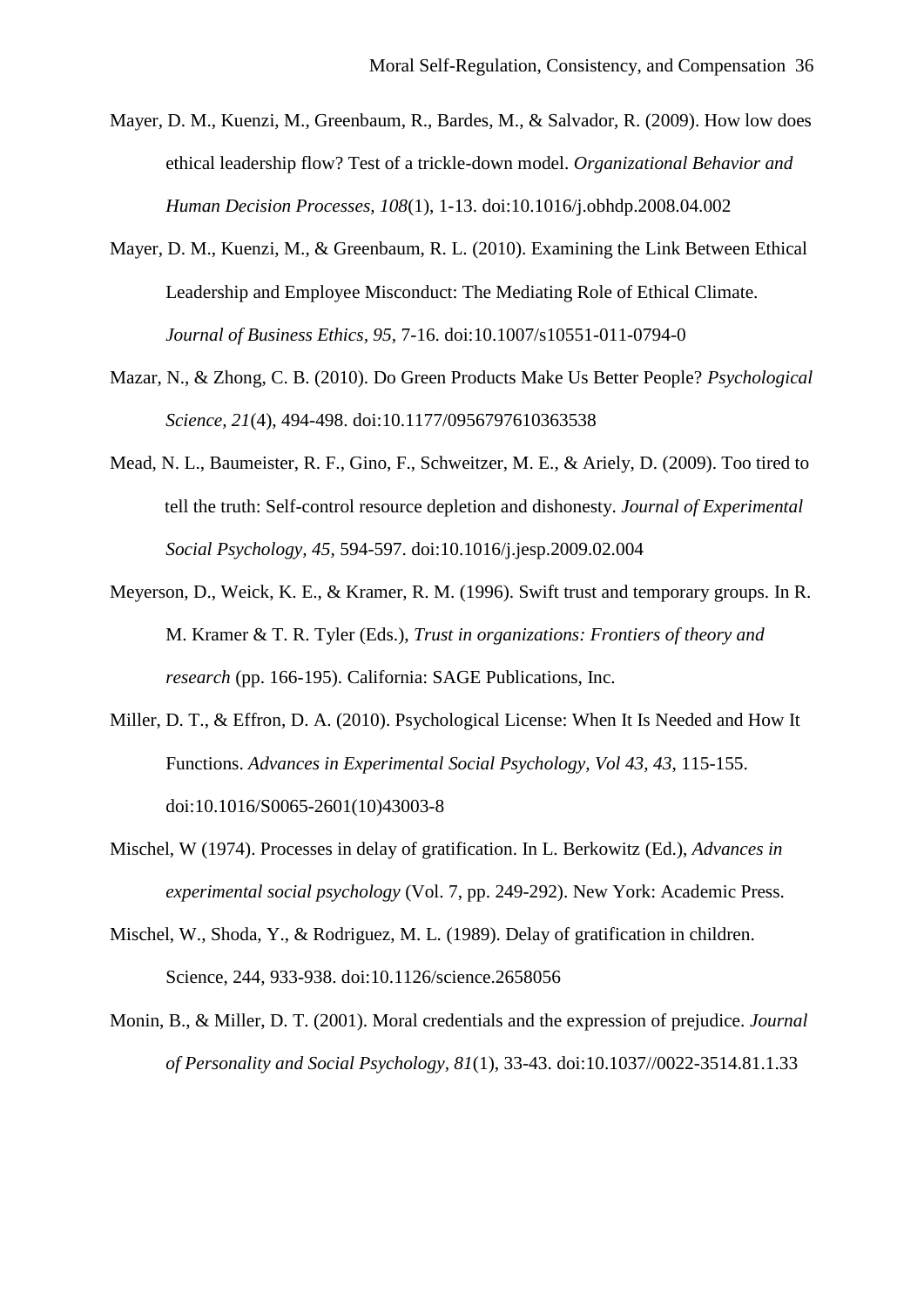Mayer, D. M., Kuenzi, M., Greenbaum, R., Bardes, M., & Salvador, R. (2009). How low does ethical leadership flow? Test of a trickle-down model. *Organizational Behavior and Human Decision Processes, 108*(1), 1-13. doi:10.1016/j.obhdp.2008.04.002

Mayer, D. M., Kuenzi, M., & Greenbaum, R. L. (2010). Examining the Link Between Ethical Leadership and Employee Misconduct: The Mediating Role of Ethical Climate. *Journal of Business Ethics, 95*, 7-16. doi:10.1007/s10551-011-0794-0

Mazar, N., & Zhong, C. B. (2010). Do Green Products Make Us Better People? *Psychological Science, 21*(4), 494-498. doi:10.1177/0956797610363538

Mead, N. L., Baumeister, R. F., Gino, F., Schweitzer, M. E., & Ariely, D. (2009). Too tired to tell the truth: Self-control resource depletion and dishonesty. *Journal of Experimental Social Psychology, 45*, 594-597. doi:10.1016/j.jesp.2009.02.004

Meyerson, D., Weick, K. E., & Kramer, R. M. (1996). Swift trust and temporary groups. In R. M. Kramer & T. R. Tyler (Eds.), *Trust in organizations: Frontiers of theory and research* (pp. 166-195). California: SAGE Publications, Inc.

Miller, D. T., & Effron, D. A. (2010). Psychological License: When It Is Needed and How It Functions. *Advances in Experimental Social Psychology, Vol 43, 43*, 115-155. doi:10.1016/S0065-2601(10)43003-8

Mischel, W (1974). Processes in delay of gratification. In L. Berkowitz (Ed.), *Advances in experimental social psychology* (Vol. 7, pp. 249-292). New York: Academic Press.

Mischel, W., Shoda, Y., & Rodriguez, M. L. (1989). Delay of gratification in children. Science, 244, 933-938. doi:10.1126/science.2658056

Monin, B., & Miller, D. T. (2001). Moral credentials and the expression of prejudice. *Journal of Personality and Social Psychology, 81*(1), 33-43. doi:10.1037//0022-3514.81.1.33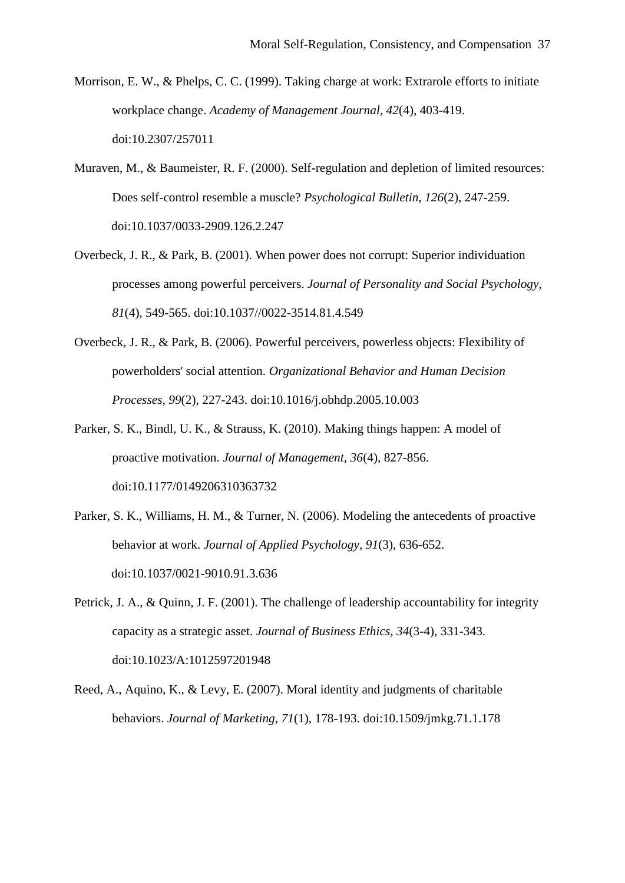Morrison, E. W., & Phelps, C. C. (1999). Taking charge at work: Extrarole efforts to initiate workplace change. *Academy of Management Journal, 42*(4), 403-419. doi:10.2307/257011

Muraven, M., & Baumeister, R. F. (2000). Self-regulation and depletion of limited resources: Does self-control resemble a muscle? *Psychological Bulletin, 126*(2), 247-259. doi:10.1037/0033-2909.126.2.247

Overbeck, J. R., & Park, B. (2001). When power does not corrupt: Superior individuation processes among powerful perceivers. *Journal of Personality and Social Psychology, 81*(4), 549-565. doi:10.1037//0022-3514.81.4.549

Overbeck, J. R., & Park, B. (2006). Powerful perceivers, powerless objects: Flexibility of powerholders' social attention. *Organizational Behavior and Human Decision Processes, 99*(2), 227-243. doi:10.1016/j.obhdp.2005.10.003

Parker, S. K., Bindl, U. K., & Strauss, K. (2010). Making things happen: A model of proactive motivation. *Journal of Management, 36*(4), 827-856. doi:10.1177/0149206310363732

Parker, S. K., Williams, H. M., & Turner, N. (2006). Modeling the antecedents of proactive behavior at work. *Journal of Applied Psychology, 91*(3), 636-652. doi:10.1037/0021-9010.91.3.636

Petrick, J. A., & Quinn, J. F. (2001). The challenge of leadership accountability for integrity capacity as a strategic asset. *Journal of Business Ethics, 34*(3-4), 331-343. doi:10.1023/A:1012597201948

Reed, A., Aquino, K., & Levy, E. (2007). Moral identity and judgments of charitable behaviors. *Journal of Marketing, 71*(1), 178-193. doi:10.1509/jmkg.71.1.178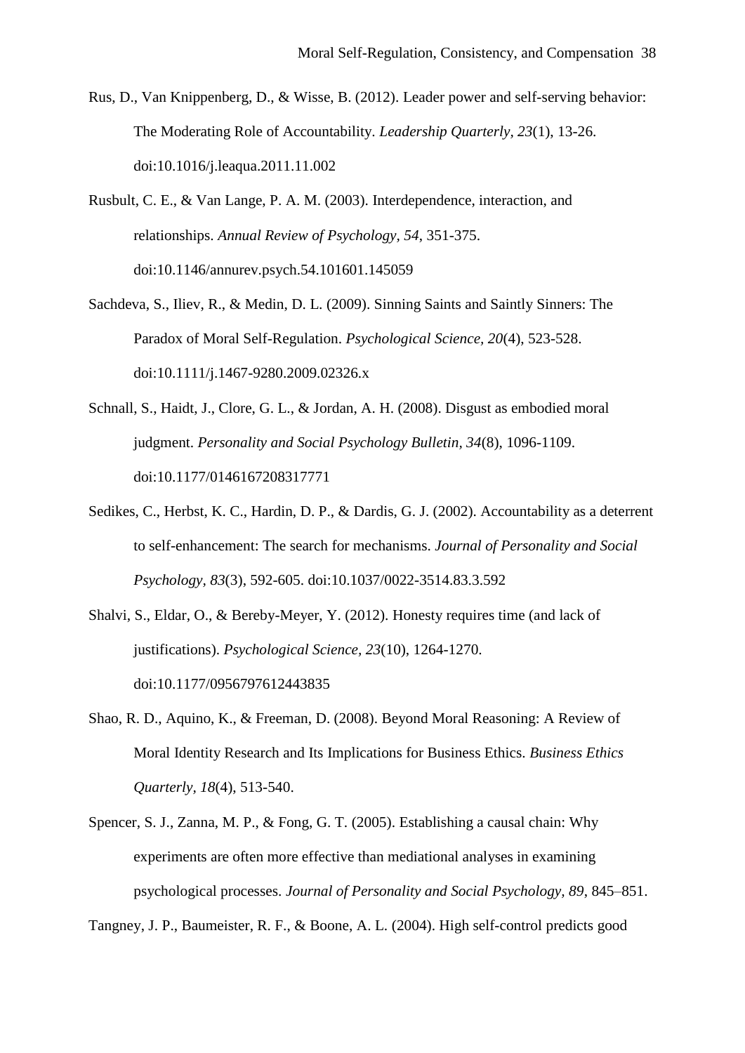Rus, D., Van Knippenberg, D., & Wisse, B. (2012). Leader power and self-serving behavior: The Moderating Role of Accountability. *Leadership Quarterly, 23*(1), 13-26. doi:10.1016/j.leaqua.2011.11.002

Rusbult, C. E., & Van Lange, P. A. M. (2003). Interdependence, interaction, and relationships. *Annual Review of Psychology, 54*, 351-375. doi:10.1146/annurev.psych.54.101601.145059

Sachdeva, S., Iliev, R., & Medin, D. L. (2009). Sinning Saints and Saintly Sinners: The Paradox of Moral Self-Regulation. *Psychological Science, 20*(4), 523-528. doi:10.1111/j.1467-9280.2009.02326.x

Schnall, S., Haidt, J., Clore, G. L., & Jordan, A. H. (2008). Disgust as embodied moral judgment. *Personality and Social Psychology Bulletin, 34*(8), 1096-1109. doi:10.1177/0146167208317771

Sedikes, C., Herbst, K. C., Hardin, D. P., & Dardis, G. J. (2002). Accountability as a deterrent to self-enhancement: The search for mechanisms. *Journal of Personality and Social Psychology, 83*(3), 592-605. doi:10.1037/0022-3514.83.3.592

Shalvi, S., Eldar, O., & Bereby-Meyer, Y. (2012). Honesty requires time (and lack of justifications). *Psychological Science, 23*(10), 1264-1270. doi:10.1177/0956797612443835

Shao, R. D., Aquino, K., & Freeman, D. (2008). Beyond Moral Reasoning: A Review of Moral Identity Research and Its Implications for Business Ethics. *Business Ethics Quarterly, 18*(4), 513-540.

Spencer, S. J., Zanna, M. P., & Fong, G. T. (2005). Establishing a causal chain: Why experiments are often more effective than mediational analyses in examining psychological processes. *Journal of Personality and Social Psychology, 89*, 845–851.

Tangney, J. P., Baumeister, R. F., & Boone, A. L. (2004). High self-control predicts good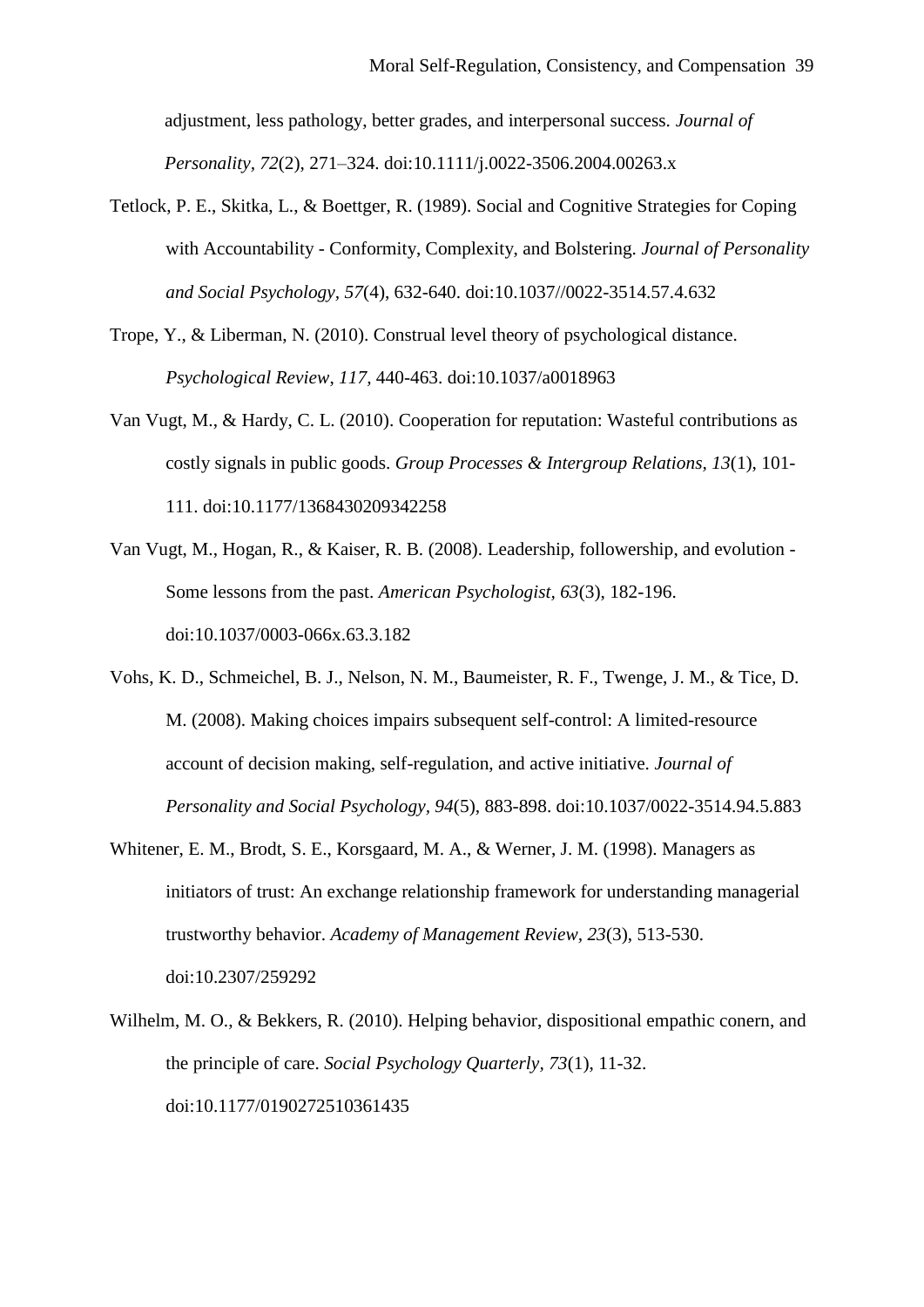adjustment, less pathology, better grades, and interpersonal success. *Journal of Personality, 72*(2), 271–324. doi:10.1111/j.0022-3506.2004.00263.x

Tetlock, P. E., Skitka, L., & Boettger, R. (1989). Social and Cognitive Strategies for Coping with Accountability - Conformity, Complexity, and Bolstering. *Journal of Personality and Social Psychology, 57*(4), 632-640. doi:10.1037//0022-3514.57.4.632

Trope, Y., & Liberman, N. (2010). Construal level theory of psychological distance. *Psychological Review, 117*, 440-463. doi:10.1037/a0018963

Van Vugt, M., & Hardy, C. L. (2010). Cooperation for reputation: Wasteful contributions as costly signals in public goods. *Group Processes & Intergroup Relations, 13*(1), 101-111. doi:10.1177/1368430209342258

Van Vugt, M., Hogan, R., & Kaiser, R. B. (2008). Leadership, followership, and evolution - Some lessons from the past. *American Psychologist, 63*(3), 182-196. doi:10.1037/0003-066x.63.3.182

Vohs, K. D., Schmeichel, B. J., Nelson, N. M., Baumeister, R. F., Twenge, J. M., & Tice, D. M. (2008). Making choices impairs subsequent self-control: A limited-resource account of decision making, self-regulation, and active initiative. *Journal of Personality and Social Psychology, 94*(5), 883-898. doi:10.1037/0022-3514.94.5.883

Whitener, E. M., Brodt, S. E., Korsgaard, M. A., & Werner, J. M. (1998). Managers as initiators of trust: An exchange relationship framework for understanding managerial trustworthy behavior. *Academy of Management Review, 23*(3), 513-530. doi:10.2307/259292

Wilhelm, M. O., & Bekkers, R. (2010). Helping behavior, dispositional empathic conern, and the principle of care. *Social Psychology Quarterly, 73*(1), 11-32. doi:10.1177/0190272510361435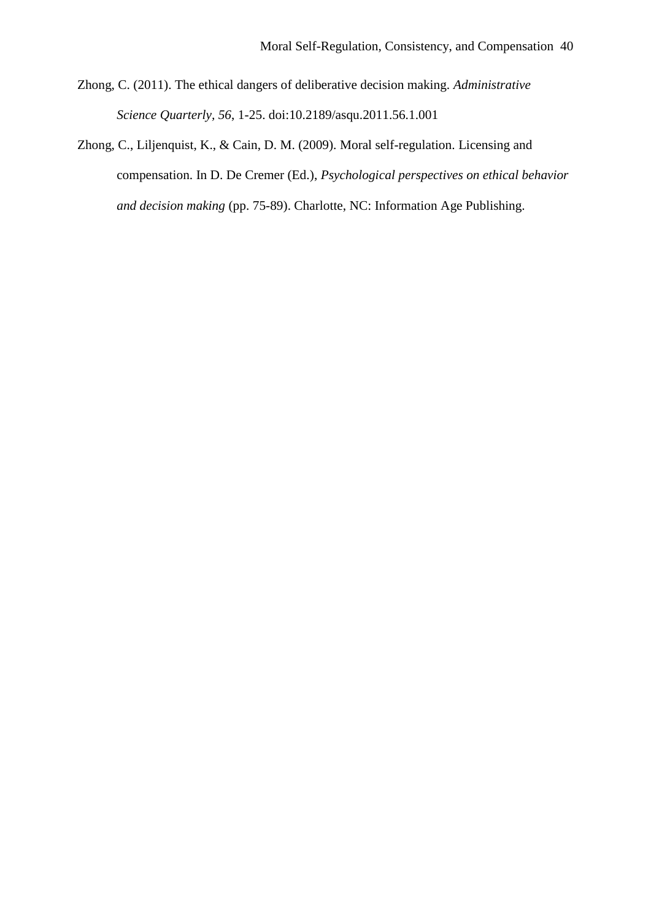Zhong, C. (2011). The ethical dangers of deliberative decision making. *Administrative Science Quarterly, 56*, 1-25. doi:10.2189/asqu.2011.56.1.001

Zhong, C., Liljenquist, K., & Cain, D. M. (2009). Moral self-regulation. Licensing and compensation. In D. De Cremer (Ed.), *Psychological perspectives on ethical behavior and decision making* (pp. 75-89). Charlotte, NC: Information Age Publishing.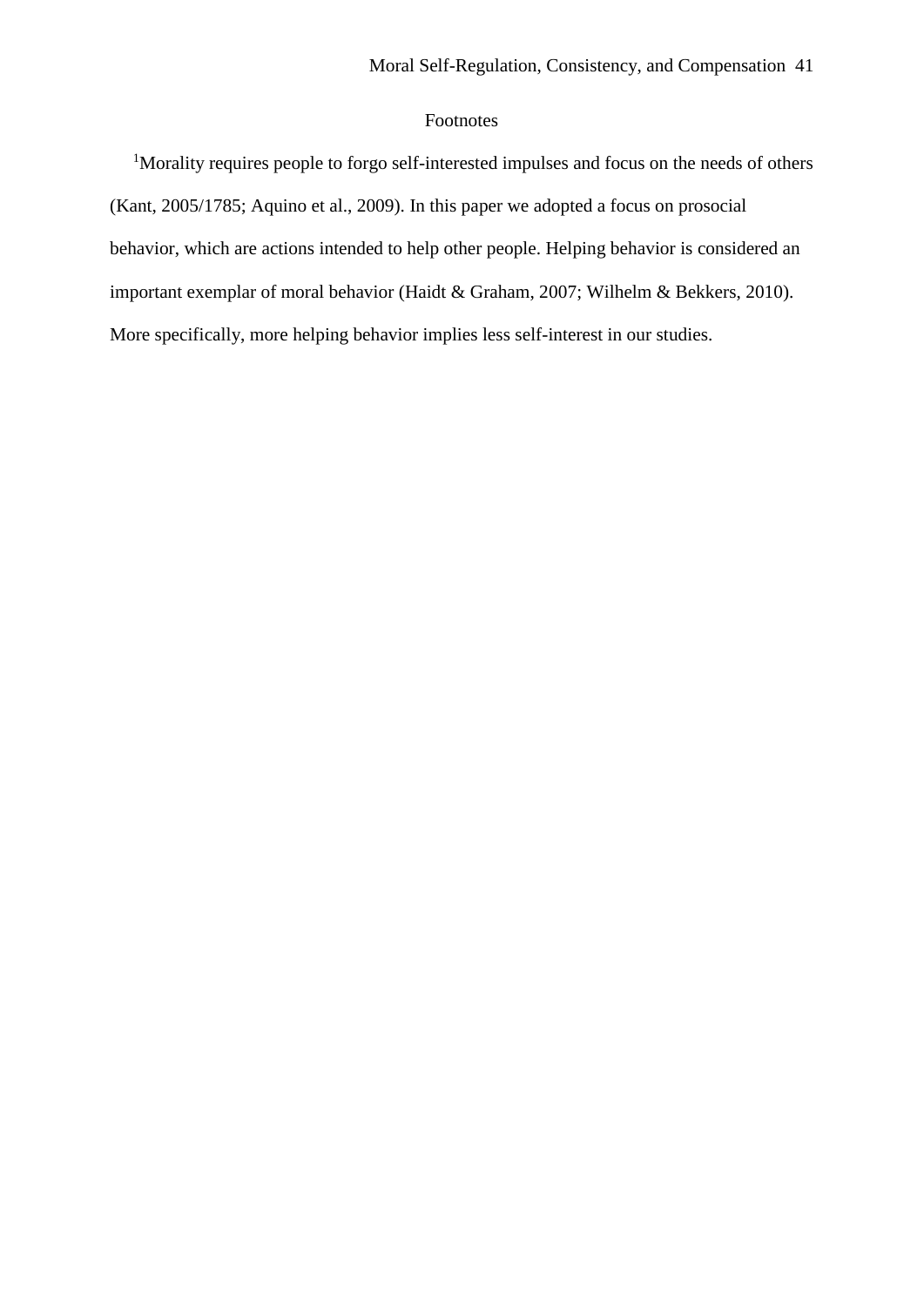# Footnotes

[1]Morality requires people to forgo self-interested impulses and focus on the needs of others (Kant, 2005/1785; Aquino et al., 2009). In this paper we adopted a focus on prosocial behavior, which are actions intended to help other people. Helping behavior is considered an important exemplar of moral behavior (Haidt & Graham, 2007; Wilhelm & Bekkers, 2010). More specifically, more helping behavior implies less self-interest in our studies.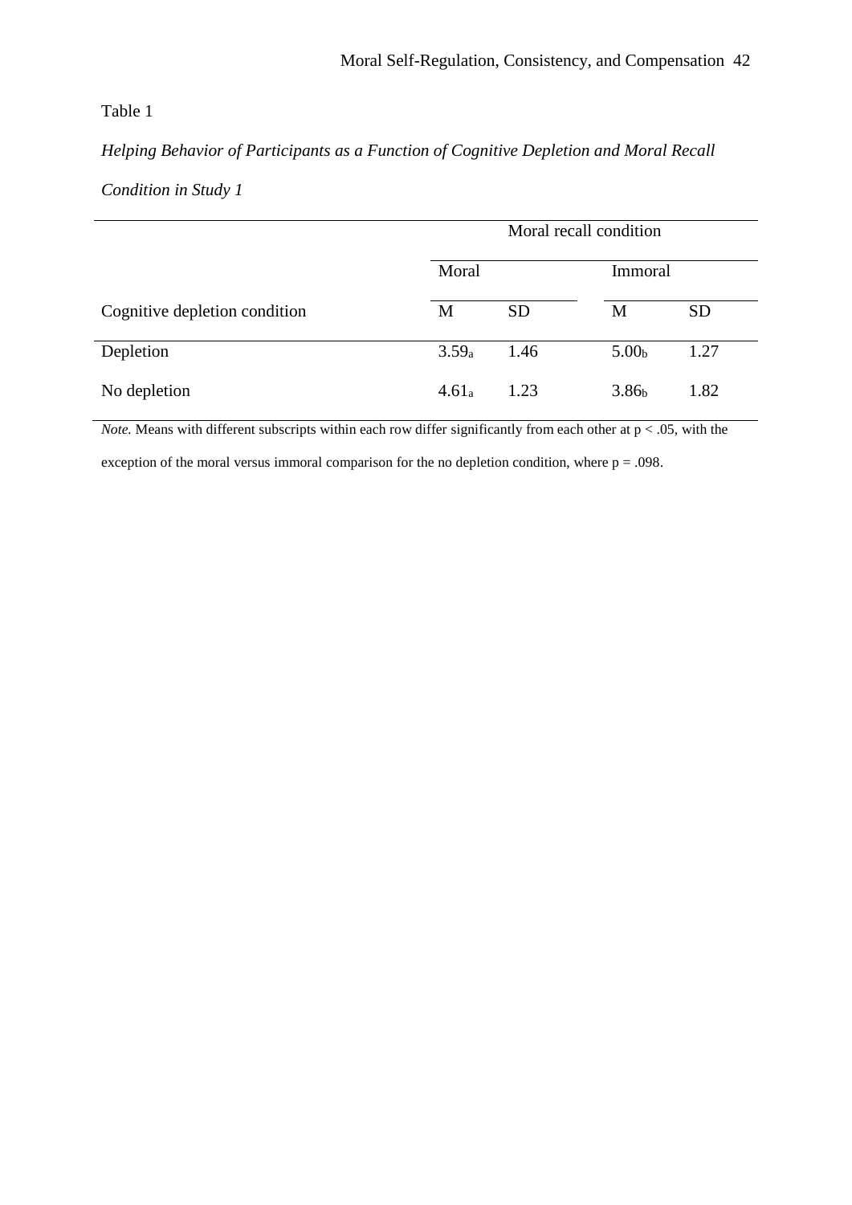Table 1

*Helping Behavior of Participants as a Function of Cognitive Depletion and Moral Recall Condition in Study 1*

| | Moral recall condition | | | |
|---|---|---|---|---|
| | Moral | | Immoral | |
| Cognitive depletion condition | M | SD | M | SD |
| Depletion | $3.59_a$ | 1.46 | $5.00_b$ | 1.27 |
| No depletion | $4.61_a$ | 1.23 | $3.86_b$ | 1.82 |

*Note.* Means with different subscripts within each row differ significantly from each other at $p < .05$, with the exception of the moral versus immoral comparison for the no depletion condition, where $p = .098$.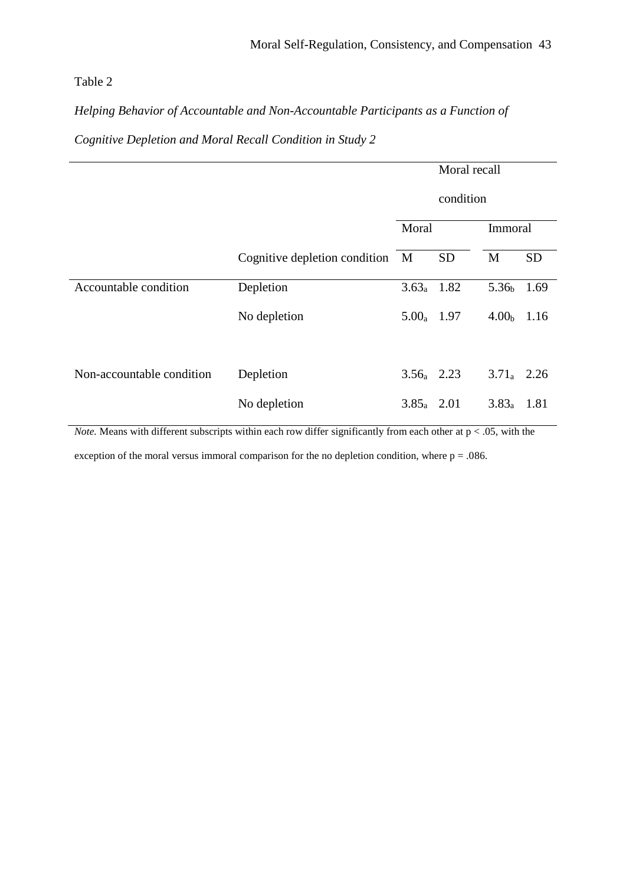Table 2

*Helping Behavior of Accountable and Non-Accountable Participants as a Function of Cognitive Depletion and Moral Recall Condition in Study 2*

| | | Moral recall condition | | | |
|---|---|---|---|---|---|
| | | Moral | | Immoral | |
| | Cognitive depletion condition | M | SD | M | SD |
| Accountable condition | Depletion | $3.63_a$ | 1.82 | $5.36_b$ | 1.69 |
| | No depletion | $5.00_a$ | 1.97 | $4.00_b$ | 1.16 |
| Non-accountable condition | Depletion | $3.56_a$ | 2.23 | $3.71_a$ | 2.26 |
| | No depletion | $3.85_a$ | 2.01 | $3.83_a$ | 1.81 |

*Note.* Means with different subscripts within each row differ significantly from each other at $p < .05$, with the exception of the moral versus immoral comparison for the no depletion condition, where $p = .086$.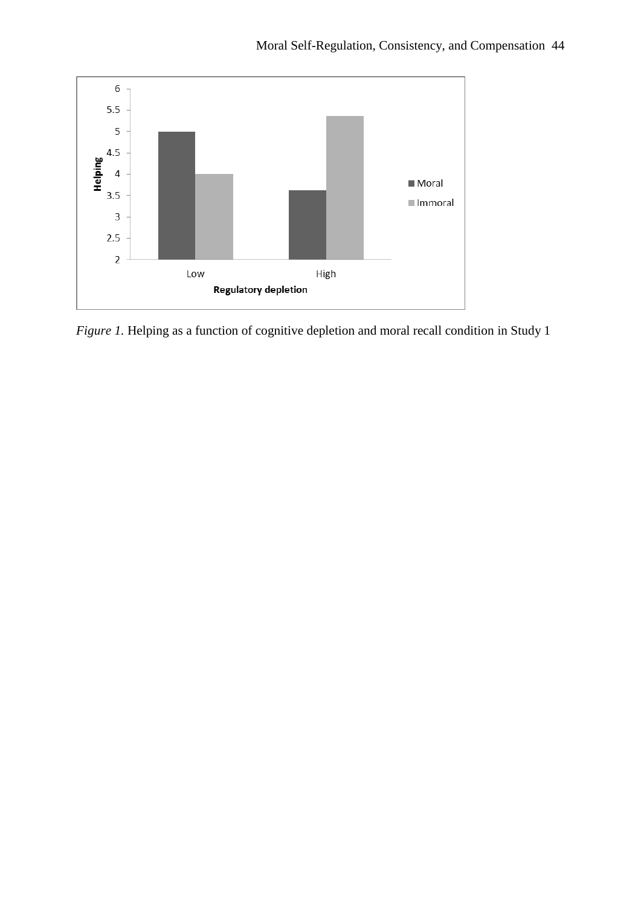*Figure 1.* Helping as a function of cognitive depletion and moral recall condition in Study 1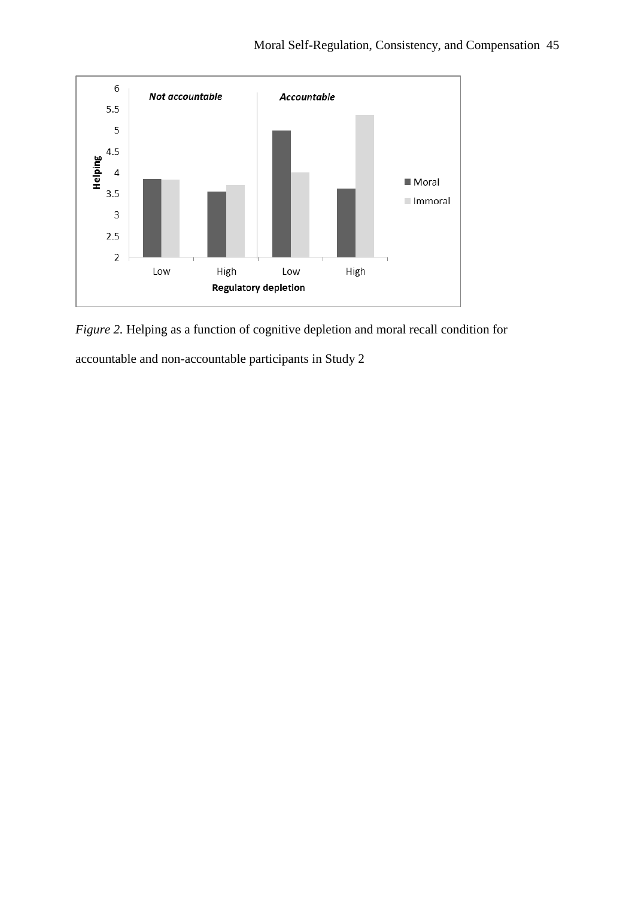6
5.5
5
4.5
4
3.5
3
2.5
2

Helping

Not accountable

Accountable

Low
High
Low
High

Regulatory depletion

Moral
Immoral

*Figure 2.* Helping as a function of cognitive depletion and moral recall condition for accountable and non-accountable participants in Study 2